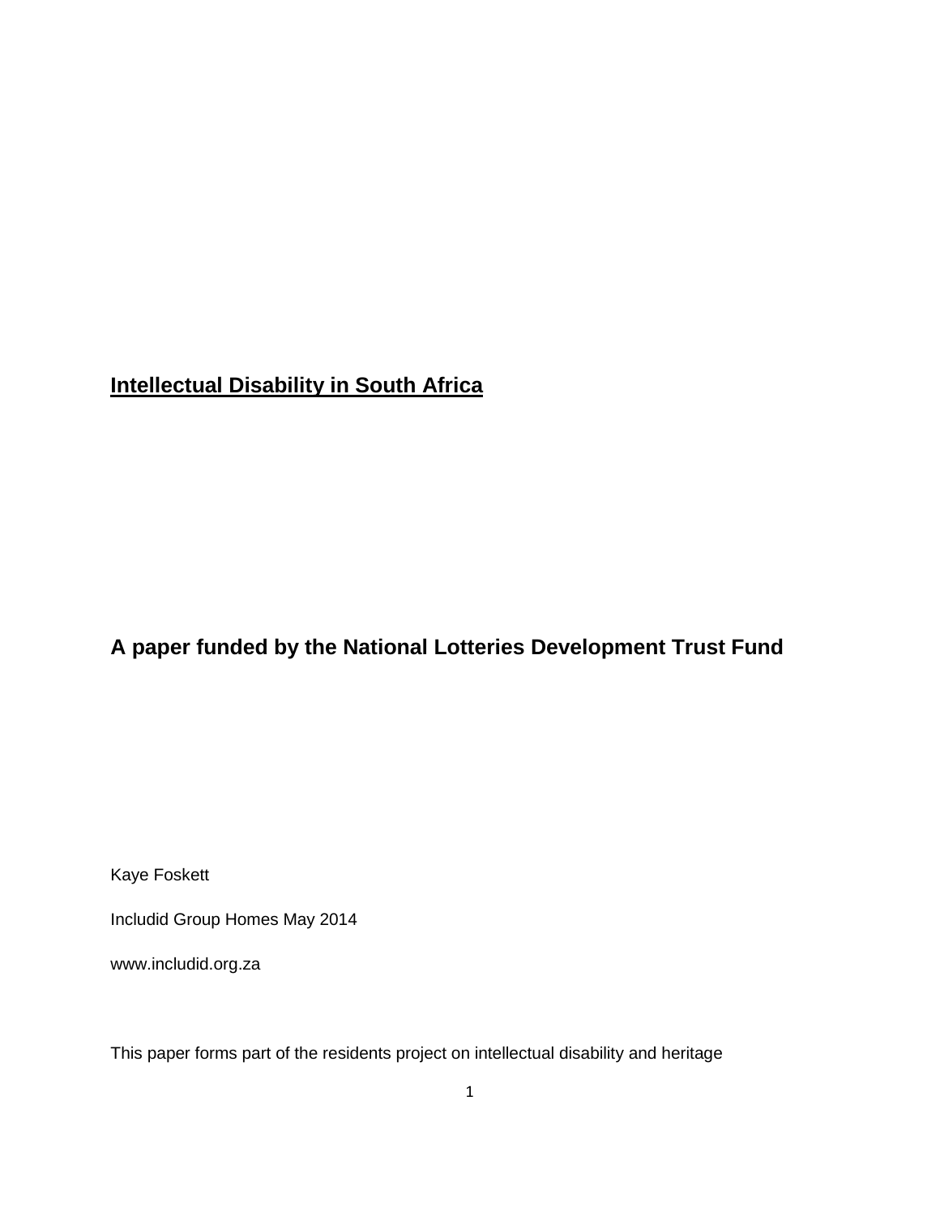# Intellectual Disability in South Africa

## A paper funded by the National Lotteries Development Trust Fund

Kaye Foskett

Includid Group Homes May 2014

www.includid.org.za

This paper forms part of the residents project on intellectual disability and heritage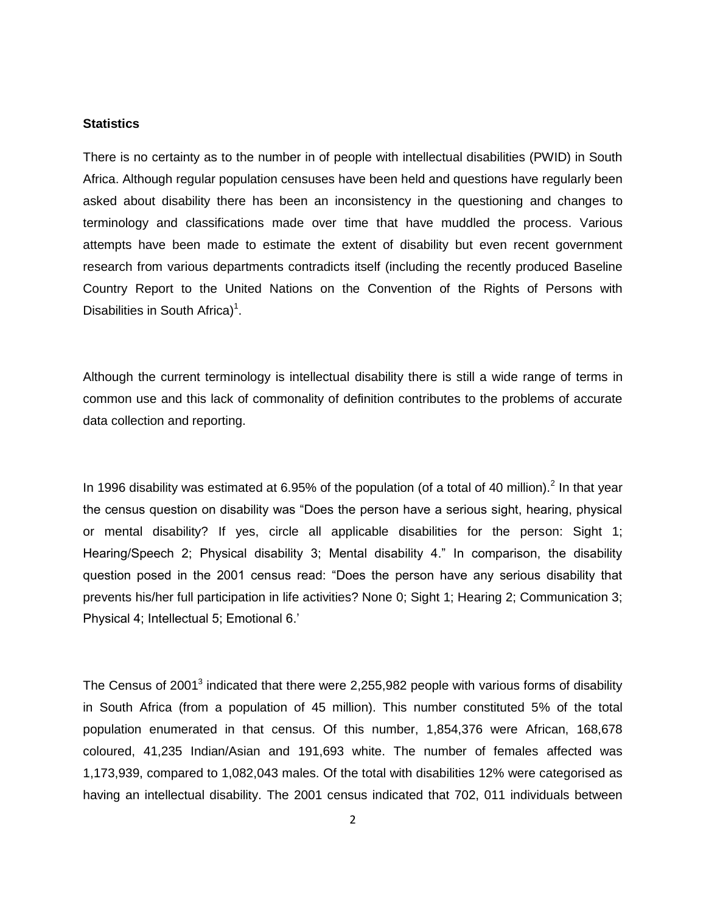**Statistics**

There is no certainty as to the number in of people with intellectual disabilities (PWID) in South Africa. Although regular population censuses have been held and questions have regularly been asked about disability there has been an inconsistency in the questioning and changes to terminology and classifications made over time that have muddled the process. Various attempts have been made to estimate the extent of disability but even recent government research from various departments contradicts itself (including the recently produced Baseline Country Report to the United Nations on the Convention of the Rights of Persons with Disabilities in South Africa)[1].

Although the current terminology is intellectual disability there is still a wide range of terms in common use and this lack of commonality of definition contributes to the problems of accurate data collection and reporting.

In 1996 disability was estimated at 6.95% of the population (of a total of 40 million).[2] In that year the census question on disability was "Does the person have a serious sight, hearing, physical or mental disability? If yes, circle all applicable disabilities for the person: Sight 1; Hearing/Speech 2; Physical disability 3; Mental disability 4." In comparison, the disability question posed in the 2001 census read: "Does the person have any serious disability that prevents his/her full participation in life activities? None 0; Sight 1; Hearing 2; Communication 3; Physical 4; Intellectual 5; Emotional 6.'

The Census of 2001[3] indicated that there were 2,255,982 people with various forms of disability in South Africa (from a population of 45 million). This number constituted 5% of the total population enumerated in that census. Of this number, 1,854,376 were African, 168,678 coloured, 41,235 Indian/Asian and 191,693 white. The number of females affected was 1,173,939, compared to 1,082,043 males. Of the total with disabilities 12% were categorised as having an intellectual disability. The 2001 census indicated that 702, 011 individuals between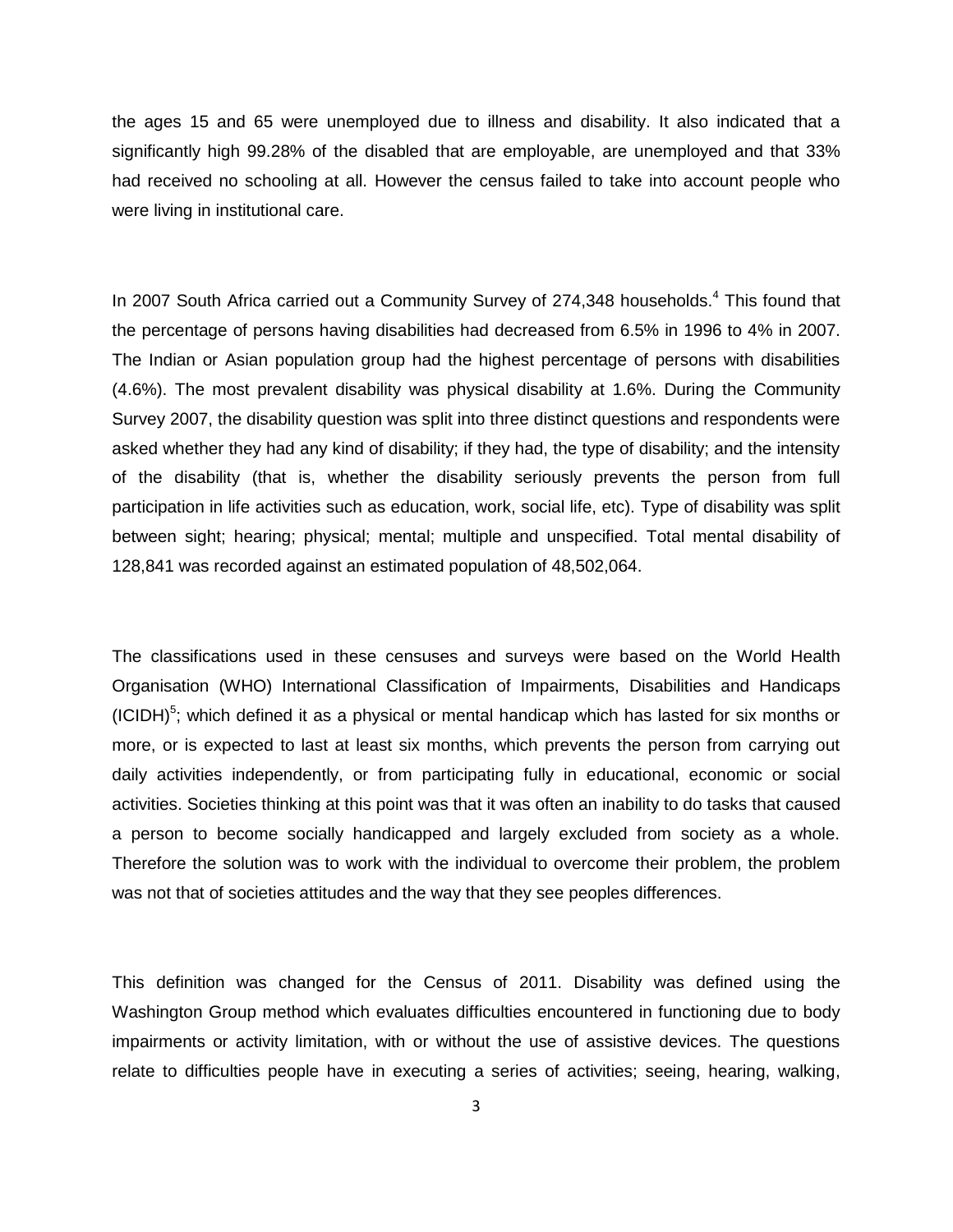the ages 15 and 65 were unemployed due to illness and disability. It also indicated that a significantly high 99.28% of the disabled that are employable, are unemployed and that 33% had received no schooling at all. However the census failed to take into account people who were living in institutional care.

In 2007 South Africa carried out a Community Survey of 274,348 households.[4] This found that the percentage of persons having disabilities had decreased from 6.5% in 1996 to 4% in 2007. The Indian or Asian population group had the highest percentage of persons with disabilities (4.6%). The most prevalent disability was physical disability at 1.6%. During the Community Survey 2007, the disability question was split into three distinct questions and respondents were asked whether they had any kind of disability; if they had, the type of disability; and the intensity of the disability (that is, whether the disability seriously prevents the person from full participation in life activities such as education, work, social life, etc). Type of disability was split between sight; hearing; physical; mental; multiple and unspecified. Total mental disability of 128,841 was recorded against an estimated population of 48,502,064.

The classifications used in these censuses and surveys were based on the World Health Organisation (WHO) International Classification of Impairments, Disabilities and Handicaps (ICIDH)[5]; which defined it as a physical or mental handicap which has lasted for six months or more, or is expected to last at least six months, which prevents the person from carrying out daily activities independently, or from participating fully in educational, economic or social activities. Societies thinking at this point was that it was often an inability to do tasks that caused a person to become socially handicapped and largely excluded from society as a whole. Therefore the solution was to work with the individual to overcome their problem, the problem was not that of societies attitudes and the way that they see peoples differences.

This definition was changed for the Census of 2011. Disability was defined using the Washington Group method which evaluates difficulties encountered in functioning due to body impairments or activity limitation, with or without the use of assistive devices. The questions relate to difficulties people have in executing a series of activities; seeing, hearing, walking,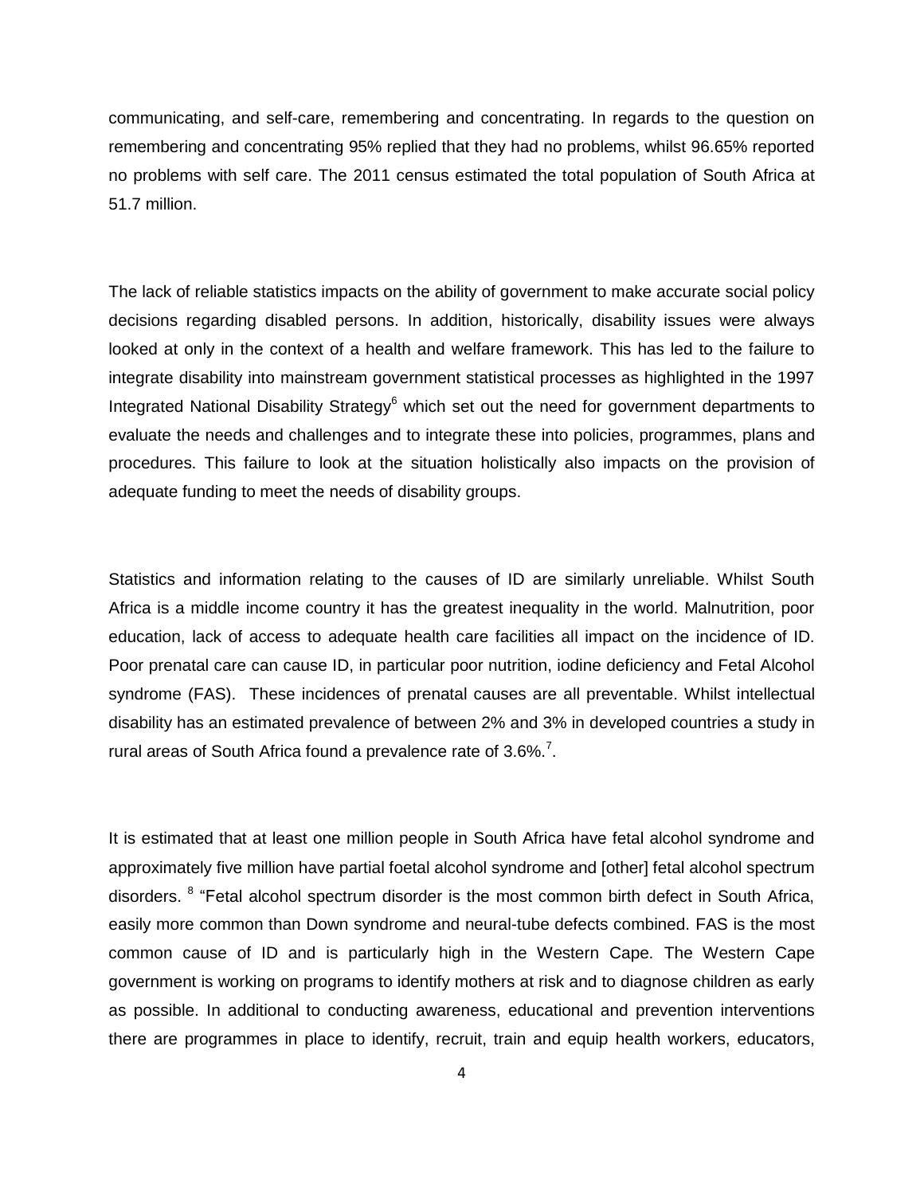communicating, and self-care, remembering and concentrating. In regards to the question on remembering and concentrating 95% replied that they had no problems, whilst 96.65% reported no problems with self care. The 2011 census estimated the total population of South Africa at 51.7 million.

The lack of reliable statistics impacts on the ability of government to make accurate social policy decisions regarding disabled persons. In addition, historically, disability issues were always looked at only in the context of a health and welfare framework. This has led to the failure to integrate disability into mainstream government statistical processes as highlighted in the 1997 Integrated National Disability Strategy[6] which set out the need for government departments to evaluate the needs and challenges and to integrate these into policies, programmes, plans and procedures. This failure to look at the situation holistically also impacts on the provision of adequate funding to meet the needs of disability groups.

Statistics and information relating to the causes of ID are similarly unreliable. Whilst South Africa is a middle income country it has the greatest inequality in the world. Malnutrition, poor education, lack of access to adequate health care facilities all impact on the incidence of ID. Poor prenatal care can cause ID, in particular poor nutrition, iodine deficiency and Fetal Alcohol syndrome (FAS). These incidences of prenatal causes are all preventable. Whilst intellectual disability has an estimated prevalence of between 2% and 3% in developed countries a study in rural areas of South Africa found a prevalence rate of 3.6%.[7].

It is estimated that at least one million people in South Africa have fetal alcohol syndrome and approximately five million have partial foetal alcohol syndrome and [other] fetal alcohol spectrum disorders. [8] "Fetal alcohol spectrum disorder is the most common birth defect in South Africa, easily more common than Down syndrome and neural-tube defects combined. FAS is the most common cause of ID and is particularly high in the Western Cape. The Western Cape government is working on programs to identify mothers at risk and to diagnose children as early as possible. In additional to conducting awareness, educational and prevention interventions there are programmes in place to identify, recruit, train and equip health workers, educators,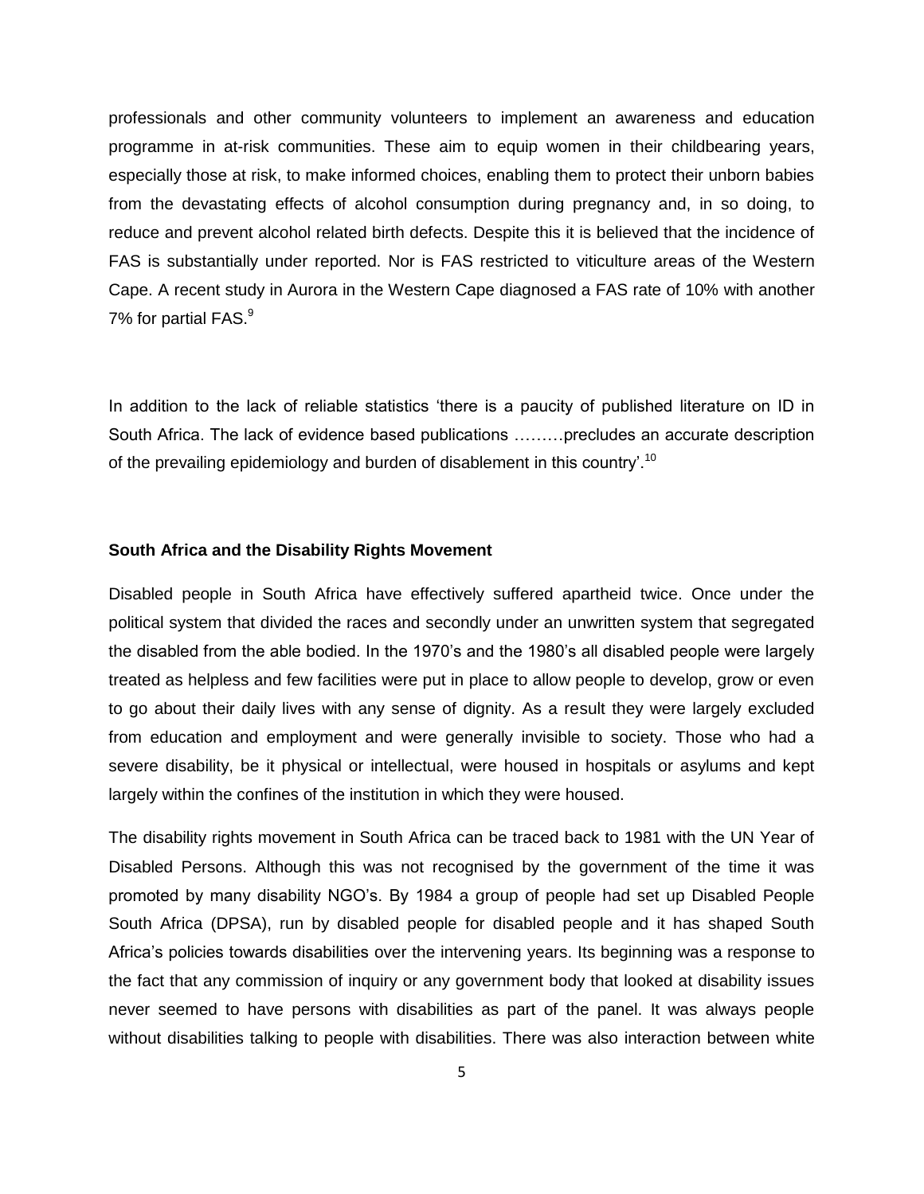professionals and other community volunteers to implement an awareness and education programme in at-risk communities. These aim to equip women in their childbearing years, especially those at risk, to make informed choices, enabling them to protect their unborn babies from the devastating effects of alcohol consumption during pregnancy and, in so doing, to reduce and prevent alcohol related birth defects. Despite this it is believed that the incidence of FAS is substantially under reported. Nor is FAS restricted to viticulture areas of the Western Cape. A recent study in Aurora in the Western Cape diagnosed a FAS rate of 10% with another 7% for partial FAS.[9]

In addition to the lack of reliable statistics 'there is a paucity of published literature on ID in South Africa. The lack of evidence based publications ………precludes an accurate description of the prevailing epidemiology and burden of disablement in this country'.[10]

**South Africa and the Disability Rights Movement**

Disabled people in South Africa have effectively suffered apartheid twice. Once under the political system that divided the races and secondly under an unwritten system that segregated the disabled from the able bodied. In the 1970's and the 1980's all disabled people were largely treated as helpless and few facilities were put in place to allow people to develop, grow or even to go about their daily lives with any sense of dignity. As a result they were largely excluded from education and employment and were generally invisible to society. Those who had a severe disability, be it physical or intellectual, were housed in hospitals or asylums and kept largely within the confines of the institution in which they were housed.

The disability rights movement in South Africa can be traced back to 1981 with the UN Year of Disabled Persons. Although this was not recognised by the government of the time it was promoted by many disability NGO's. By 1984 a group of people had set up Disabled People South Africa (DPSA), run by disabled people for disabled people and it has shaped South Africa's policies towards disabilities over the intervening years. Its beginning was a response to the fact that any commission of inquiry or any government body that looked at disability issues never seemed to have persons with disabilities as part of the panel. It was always people without disabilities talking to people with disabilities. There was also interaction between white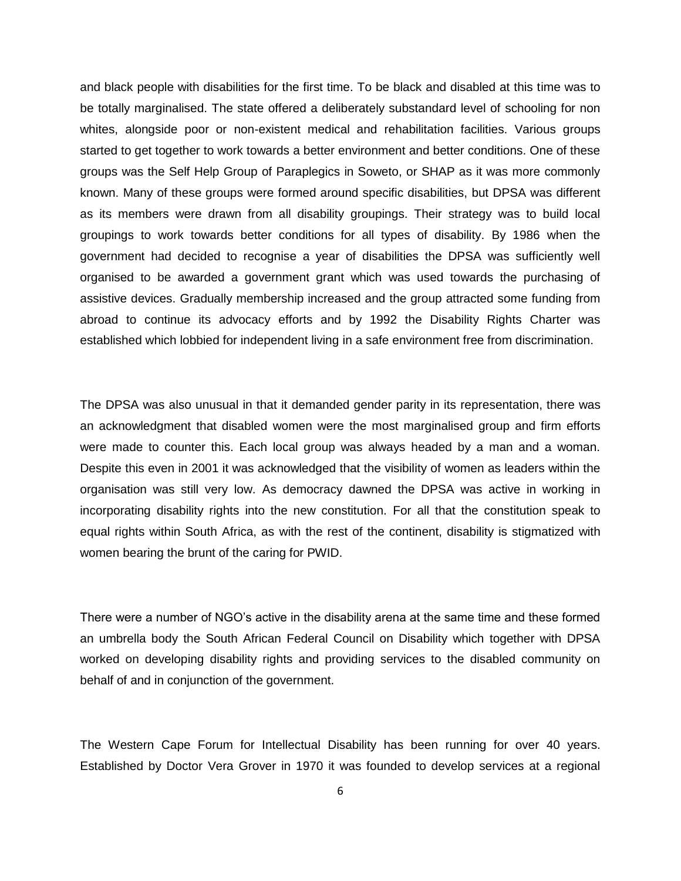and black people with disabilities for the first time. To be black and disabled at this time was to be totally marginalised. The state offered a deliberately substandard level of schooling for non whites, alongside poor or non-existent medical and rehabilitation facilities. Various groups started to get together to work towards a better environment and better conditions. One of these groups was the Self Help Group of Paraplegics in Soweto, or SHAP as it was more commonly known. Many of these groups were formed around specific disabilities, but DPSA was different as its members were drawn from all disability groupings. Their strategy was to build local groupings to work towards better conditions for all types of disability. By 1986 when the government had decided to recognise a year of disabilities the DPSA was sufficiently well organised to be awarded a government grant which was used towards the purchasing of assistive devices. Gradually membership increased and the group attracted some funding from abroad to continue its advocacy efforts and by 1992 the Disability Rights Charter was established which lobbied for independent living in a safe environment free from discrimination.

The DPSA was also unusual in that it demanded gender parity in its representation, there was an acknowledgment that disabled women were the most marginalised group and firm efforts were made to counter this. Each local group was always headed by a man and a woman. Despite this even in 2001 it was acknowledged that the visibility of women as leaders within the organisation was still very low. As democracy dawned the DPSA was active in working in incorporating disability rights into the new constitution. For all that the constitution speak to equal rights within South Africa, as with the rest of the continent, disability is stigmatized with women bearing the brunt of the caring for PWID.

There were a number of NGO's active in the disability arena at the same time and these formed an umbrella body the South African Federal Council on Disability which together with DPSA worked on developing disability rights and providing services to the disabled community on behalf of and in conjunction of the government.

The Western Cape Forum for Intellectual Disability has been running for over 40 years. Established by Doctor Vera Grover in 1970 it was founded to develop services at a regional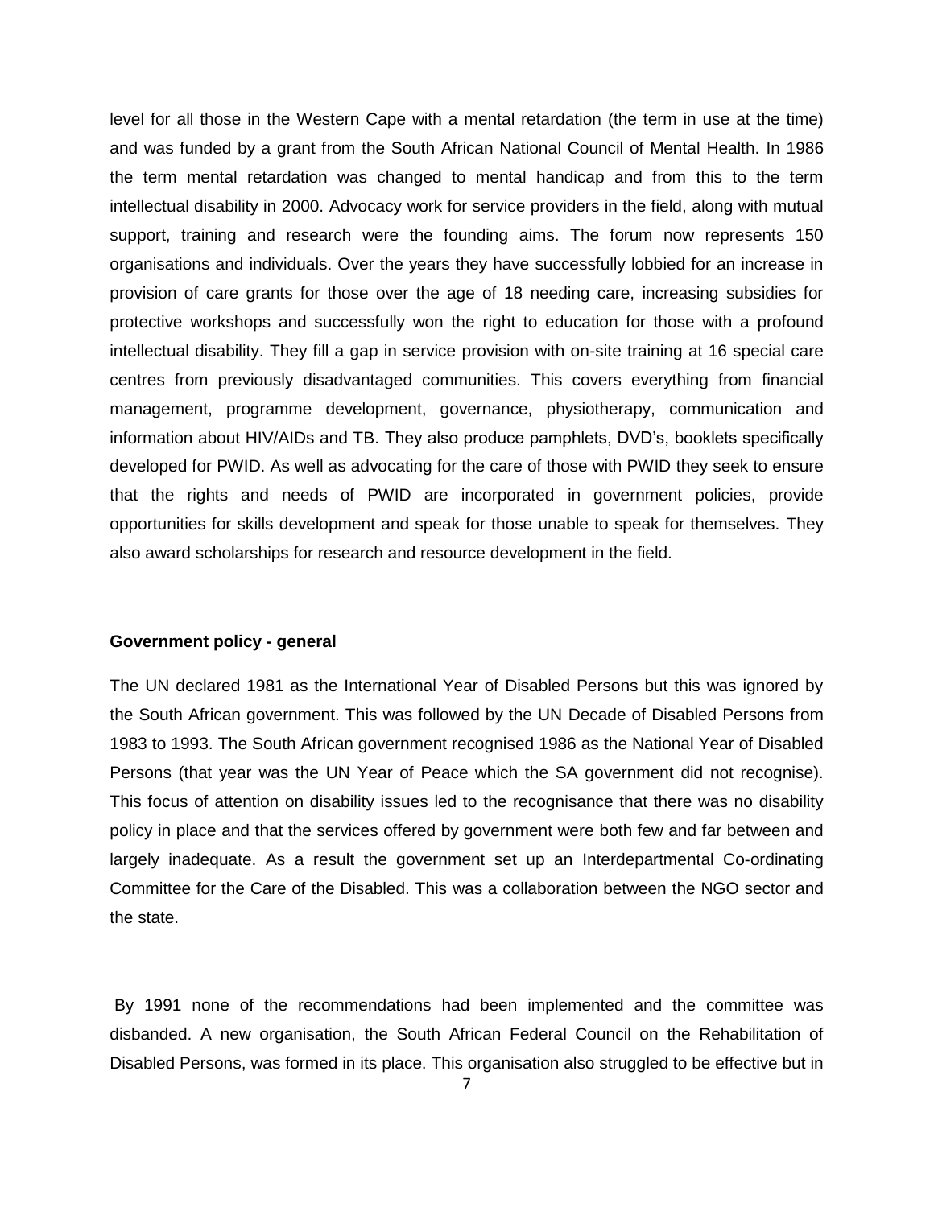level for all those in the Western Cape with a mental retardation (the term in use at the time) and was funded by a grant from the South African National Council of Mental Health. In 1986 the term mental retardation was changed to mental handicap and from this to the term intellectual disability in 2000. Advocacy work for service providers in the field, along with mutual support, training and research were the founding aims. The forum now represents 150 organisations and individuals. Over the years they have successfully lobbied for an increase in provision of care grants for those over the age of 18 needing care, increasing subsidies for protective workshops and successfully won the right to education for those with a profound intellectual disability. They fill a gap in service provision with on-site training at 16 special care centres from previously disadvantaged communities. This covers everything from financial management, programme development, governance, physiotherapy, communication and information about HIV/AIDs and TB. They also produce pamphlets, DVD's, booklets specifically developed for PWID. As well as advocating for the care of those with PWID they seek to ensure that the rights and needs of PWID are incorporated in government policies, provide opportunities for skills development and speak for those unable to speak for themselves. They also award scholarships for research and resource development in the field.

**Government policy - general**

The UN declared 1981 as the International Year of Disabled Persons but this was ignored by the South African government. This was followed by the UN Decade of Disabled Persons from 1983 to 1993. The South African government recognised 1986 as the National Year of Disabled Persons (that year was the UN Year of Peace which the SA government did not recognise). This focus of attention on disability issues led to the recognisance that there was no disability policy in place and that the services offered by government were both few and far between and largely inadequate. As a result the government set up an Interdepartmental Co-ordinating Committee for the Care of the Disabled. This was a collaboration between the NGO sector and the state.

By 1991 none of the recommendations had been implemented and the committee was disbanded. A new organisation, the South African Federal Council on the Rehabilitation of Disabled Persons, was formed in its place. This organisation also struggled to be effective but in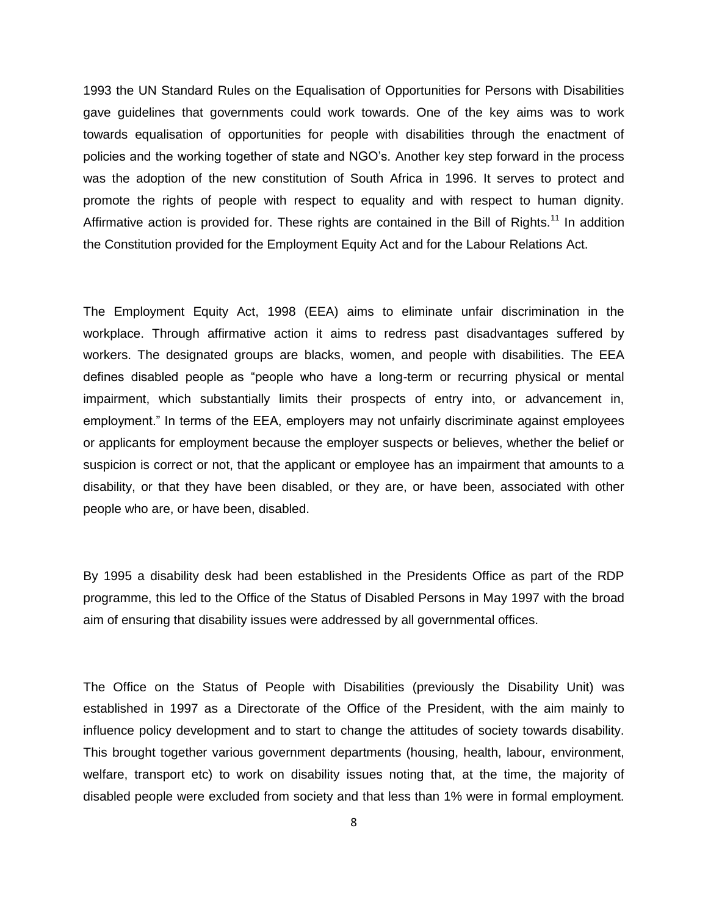1993 the UN Standard Rules on the Equalisation of Opportunities for Persons with Disabilities gave guidelines that governments could work towards. One of the key aims was to work towards equalisation of opportunities for people with disabilities through the enactment of policies and the working together of state and NGO's. Another key step forward in the process was the adoption of the new constitution of South Africa in 1996. It serves to protect and promote the rights of people with respect to equality and with respect to human dignity. Affirmative action is provided for. These rights are contained in the Bill of Rights.[11] In addition the Constitution provided for the Employment Equity Act and for the Labour Relations Act.

The Employment Equity Act, 1998 (EEA) aims to eliminate unfair discrimination in the workplace. Through affirmative action it aims to redress past disadvantages suffered by workers. The designated groups are blacks, women, and people with disabilities. The EEA defines disabled people as "people who have a long-term or recurring physical or mental impairment, which substantially limits their prospects of entry into, or advancement in, employment." In terms of the EEA, employers may not unfairly discriminate against employees or applicants for employment because the employer suspects or believes, whether the belief or suspicion is correct or not, that the applicant or employee has an impairment that amounts to a disability, or that they have been disabled, or they are, or have been, associated with other people who are, or have been, disabled.

By 1995 a disability desk had been established in the Presidents Office as part of the RDP programme, this led to the Office of the Status of Disabled Persons in May 1997 with the broad aim of ensuring that disability issues were addressed by all governmental offices.

The Office on the Status of People with Disabilities (previously the Disability Unit) was established in 1997 as a Directorate of the Office of the President, with the aim mainly to influence policy development and to start to change the attitudes of society towards disability. This brought together various government departments (housing, health, labour, environment, welfare, transport etc) to work on disability issues noting that, at the time, the majority of disabled people were excluded from society and that less than 1% were in formal employment.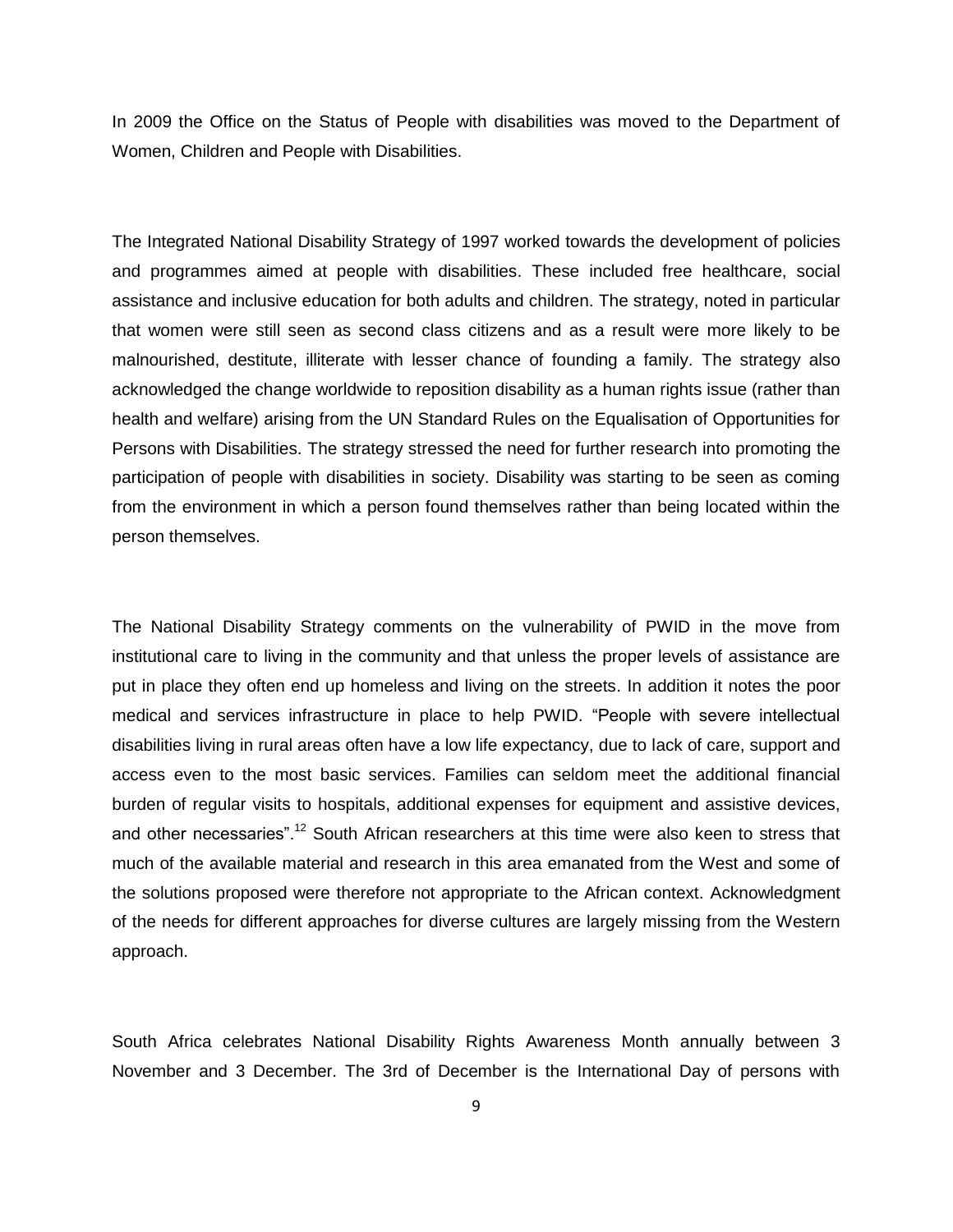In 2009 the Office on the Status of People with disabilities was moved to the Department of Women, Children and People with Disabilities.

The Integrated National Disability Strategy of 1997 worked towards the development of policies and programmes aimed at people with disabilities. These included free healthcare, social assistance and inclusive education for both adults and children. The strategy, noted in particular that women were still seen as second class citizens and as a result were more likely to be malnourished, destitute, illiterate with lesser chance of founding a family. The strategy also acknowledged the change worldwide to reposition disability as a human rights issue (rather than health and welfare) arising from the UN Standard Rules on the Equalisation of Opportunities for Persons with Disabilities. The strategy stressed the need for further research into promoting the participation of people with disabilities in society. Disability was starting to be seen as coming from the environment in which a person found themselves rather than being located within the person themselves.

The National Disability Strategy comments on the vulnerability of PWID in the move from institutional care to living in the community and that unless the proper levels of assistance are put in place they often end up homeless and living on the streets. In addition it notes the poor medical and services infrastructure in place to help PWID. "People with severe intellectual disabilities living in rural areas often have a low life expectancy, due to lack of care, support and access even to the most basic services. Families can seldom meet the additional financial burden of regular visits to hospitals, additional expenses for equipment and assistive devices, and other necessaries".[12] South African researchers at this time were also keen to stress that much of the available material and research in this area emanated from the West and some of the solutions proposed were therefore not appropriate to the African context. Acknowledgment of the needs for different approaches for diverse cultures are largely missing from the Western approach.

South Africa celebrates National Disability Rights Awareness Month annually between 3 November and 3 December. The 3rd of December is the International Day of persons with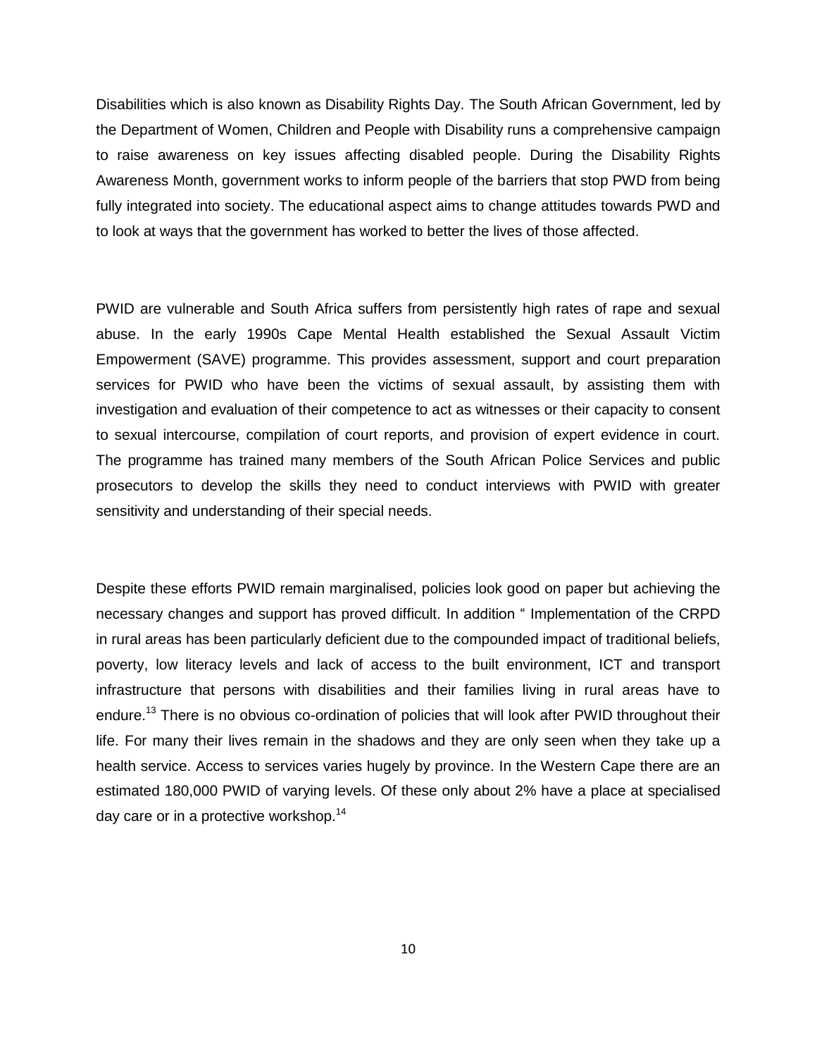Disabilities which is also known as Disability Rights Day. The South African Government, led by the Department of Women, Children and People with Disability runs a comprehensive campaign to raise awareness on key issues affecting disabled people. During the Disability Rights Awareness Month, government works to inform people of the barriers that stop PWD from being fully integrated into society. The educational aspect aims to change attitudes towards PWD and to look at ways that the government has worked to better the lives of those affected.

PWID are vulnerable and South Africa suffers from persistently high rates of rape and sexual abuse. In the early 1990s Cape Mental Health established the Sexual Assault Victim Empowerment (SAVE) programme. This provides assessment, support and court preparation services for PWID who have been the victims of sexual assault, by assisting them with investigation and evaluation of their competence to act as witnesses or their capacity to consent to sexual intercourse, compilation of court reports, and provision of expert evidence in court. The programme has trained many members of the South African Police Services and public prosecutors to develop the skills they need to conduct interviews with PWID with greater sensitivity and understanding of their special needs.

Despite these efforts PWID remain marginalised, policies look good on paper but achieving the necessary changes and support has proved difficult. In addition " Implementation of the CRPD in rural areas has been particularly deficient due to the compounded impact of traditional beliefs, poverty, low literacy levels and lack of access to the built environment, ICT and transport infrastructure that persons with disabilities and their families living in rural areas have to endure.[13] There is no obvious co-ordination of policies that will look after PWID throughout their life. For many their lives remain in the shadows and they are only seen when they take up a health service. Access to services varies hugely by province. In the Western Cape there are an estimated 180,000 PWID of varying levels. Of these only about 2% have a place at specialised day care or in a protective workshop.[14]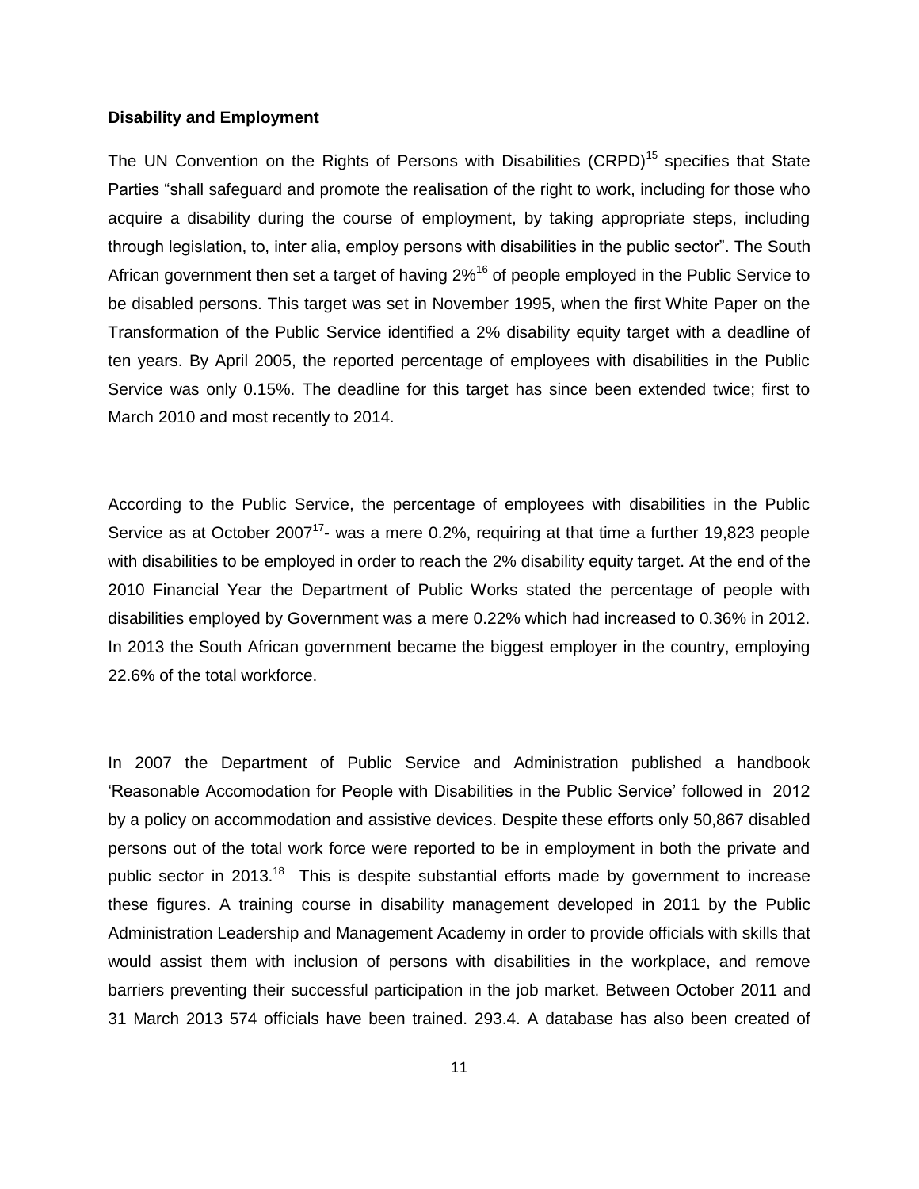**Disability and Employment**

The UN Convention on the Rights of Persons with Disabilities (CRPD)[15] specifies that State Parties "shall safeguard and promote the realisation of the right to work, including for those who acquire a disability during the course of employment, by taking appropriate steps, including through legislation, to, inter alia, employ persons with disabilities in the public sector". The South African government then set a target of having 2%[16] of people employed in the Public Service to be disabled persons. This target was set in November 1995, when the first White Paper on the Transformation of the Public Service identified a 2% disability equity target with a deadline of ten years. By April 2005, the reported percentage of employees with disabilities in the Public Service was only 0.15%. The deadline for this target has since been extended twice; first to March 2010 and most recently to 2014.

According to the Public Service, the percentage of employees with disabilities in the Public Service as at October 2007[17]- was a mere 0.2%, requiring at that time a further 19,823 people with disabilities to be employed in order to reach the 2% disability equity target. At the end of the 2010 Financial Year the Department of Public Works stated the percentage of people with disabilities employed by Government was a mere 0.22% which had increased to 0.36% in 2012. In 2013 the South African government became the biggest employer in the country, employing 22.6% of the total workforce.

In 2007 the Department of Public Service and Administration published a handbook 'Reasonable Accomodation for People with Disabilities in the Public Service' followed in 2012 by a policy on accommodation and assistive devices. Despite these efforts only 50,867 disabled persons out of the total work force were reported to be in employment in both the private and public sector in 2013.[18] This is despite substantial efforts made by government to increase these figures. A training course in disability management developed in 2011 by the Public Administration Leadership and Management Academy in order to provide officials with skills that would assist them with inclusion of persons with disabilities in the workplace, and remove barriers preventing their successful participation in the job market. Between October 2011 and 31 March 2013 574 officials have been trained. 293.4. A database has also been created of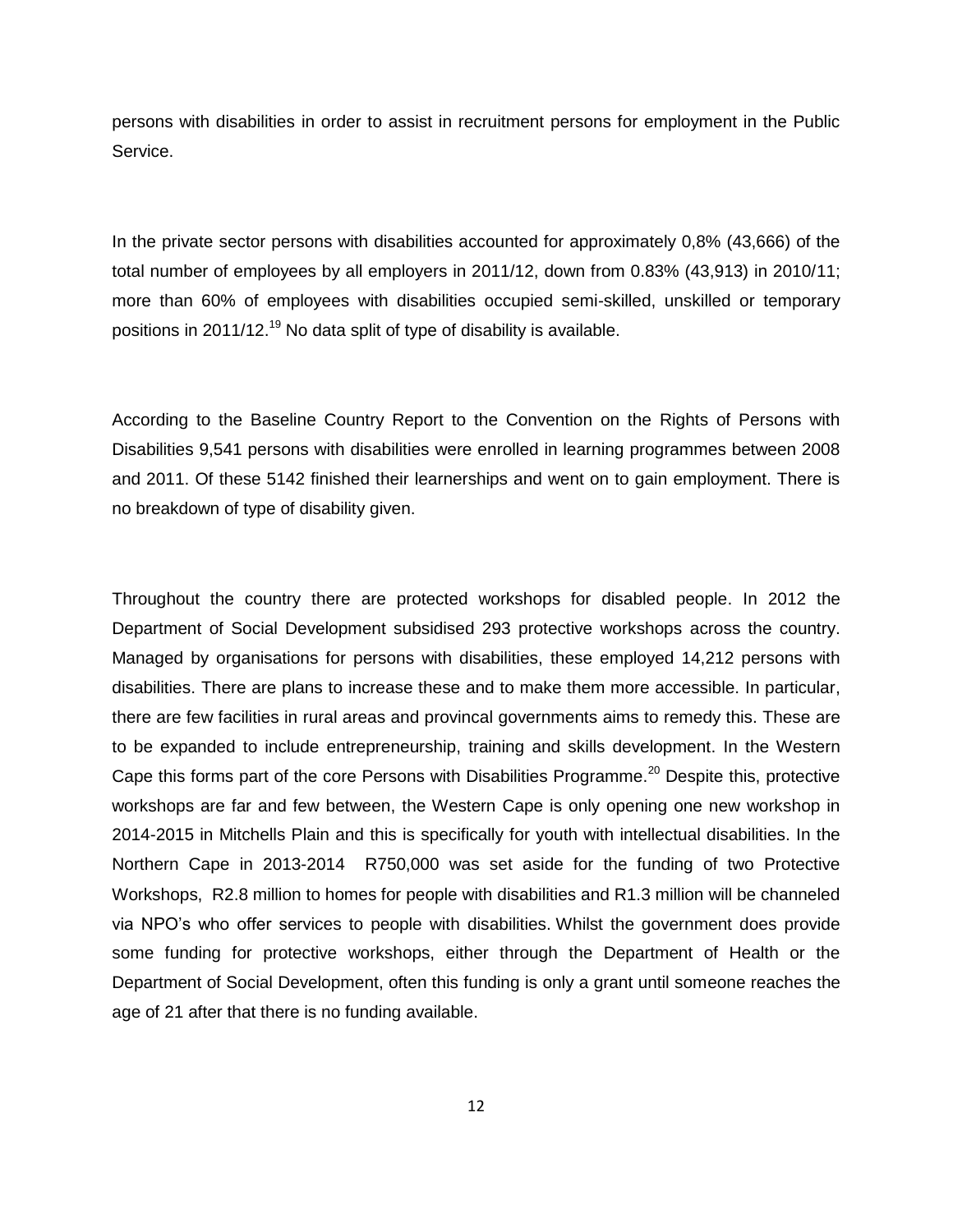persons with disabilities in order to assist in recruitment persons for employment in the Public Service.

In the private sector persons with disabilities accounted for approximately 0,8% (43,666) of the total number of employees by all employers in 2011/12, down from 0.83% (43,913) in 2010/11; more than 60% of employees with disabilities occupied semi-skilled, unskilled or temporary positions in 2011/12.[19] No data split of type of disability is available.

According to the Baseline Country Report to the Convention on the Rights of Persons with Disabilities 9,541 persons with disabilities were enrolled in learning programmes between 2008 and 2011. Of these 5142 finished their learnerships and went on to gain employment. There is no breakdown of type of disability given.

Throughout the country there are protected workshops for disabled people. In 2012 the Department of Social Development subsidised 293 protective workshops across the country. Managed by organisations for persons with disabilities, these employed 14,212 persons with disabilities. There are plans to increase these and to make them more accessible. In particular, there are few facilities in rural areas and provincal governments aims to remedy this. These are to be expanded to include entrepreneurship, training and skills development. In the Western Cape this forms part of the core Persons with Disabilities Programme.[20] Despite this, protective workshops are far and few between, the Western Cape is only opening one new workshop in 2014-2015 in Mitchells Plain and this is specifically for youth with intellectual disabilities. In the Northern Cape in 2013-2014 R750,000 was set aside for the funding of two Protective Workshops, R2.8 million to homes for people with disabilities and R1.3 million will be channeled via NPO's who offer services to people with disabilities. Whilst the government does provide some funding for protective workshops, either through the Department of Health or the Department of Social Development, often this funding is only a grant until someone reaches the age of 21 after that there is no funding available.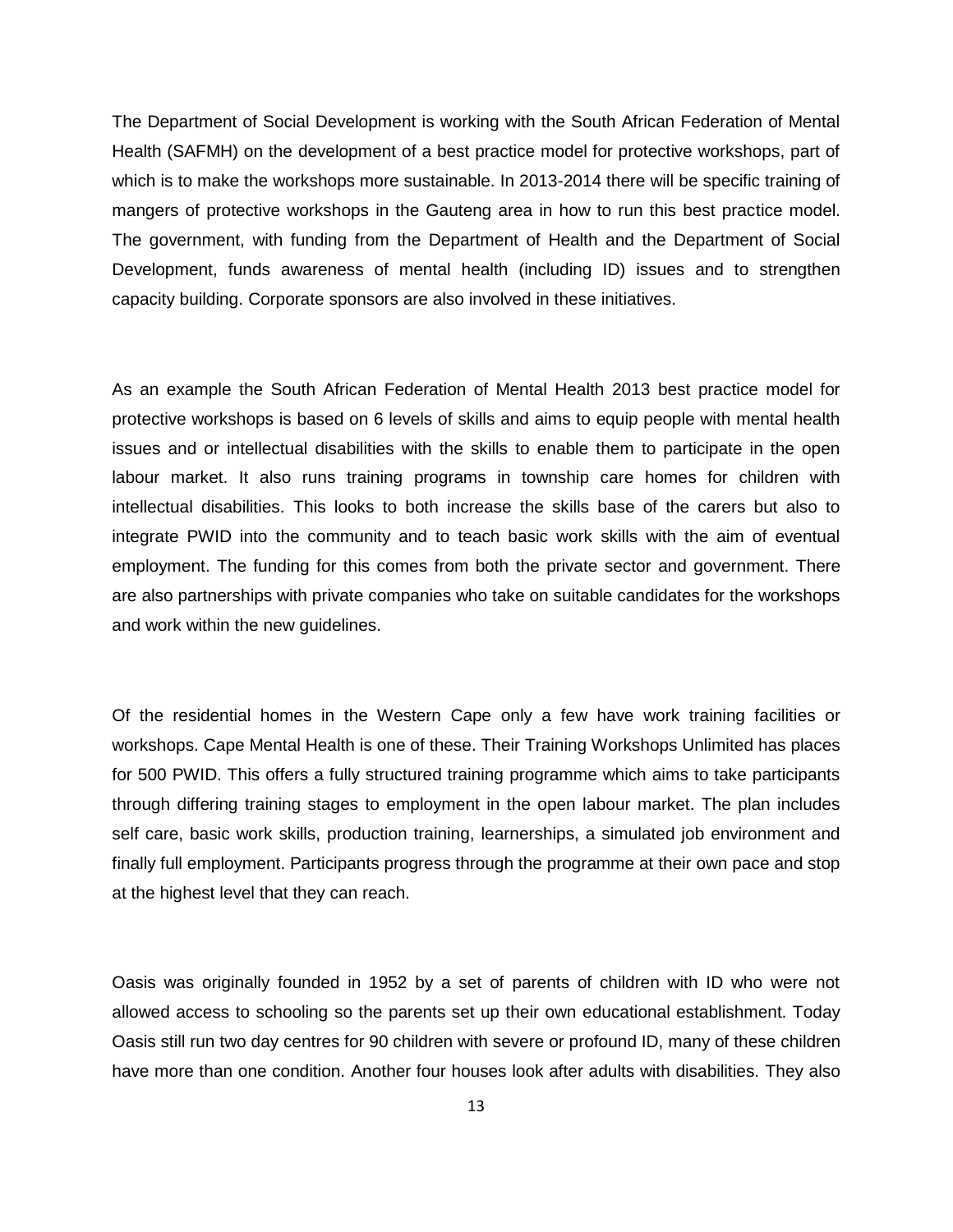The Department of Social Development is working with the South African Federation of Mental Health (SAFMH) on the development of a best practice model for protective workshops, part of which is to make the workshops more sustainable. In 2013-2014 there will be specific training of mangers of protective workshops in the Gauteng area in how to run this best practice model. The government, with funding from the Department of Health and the Department of Social Development, funds awareness of mental health (including ID) issues and to strengthen capacity building. Corporate sponsors are also involved in these initiatives.

As an example the South African Federation of Mental Health 2013 best practice model for protective workshops is based on 6 levels of skills and aims to equip people with mental health issues and or intellectual disabilities with the skills to enable them to participate in the open labour market. It also runs training programs in township care homes for children with intellectual disabilities. This looks to both increase the skills base of the carers but also to integrate PWID into the community and to teach basic work skills with the aim of eventual employment. The funding for this comes from both the private sector and government. There are also partnerships with private companies who take on suitable candidates for the workshops and work within the new guidelines.

Of the residential homes in the Western Cape only a few have work training facilities or workshops. Cape Mental Health is one of these. Their Training Workshops Unlimited has places for 500 PWID. This offers a fully structured training programme which aims to take participants through differing training stages to employment in the open labour market. The plan includes self care, basic work skills, production training, learnerships, a simulated job environment and finally full employment. Participants progress through the programme at their own pace and stop at the highest level that they can reach.

Oasis was originally founded in 1952 by a set of parents of children with ID who were not allowed access to schooling so the parents set up their own educational establishment. Today Oasis still run two day centres for 90 children with severe or profound ID, many of these children have more than one condition. Another four houses look after adults with disabilities. They also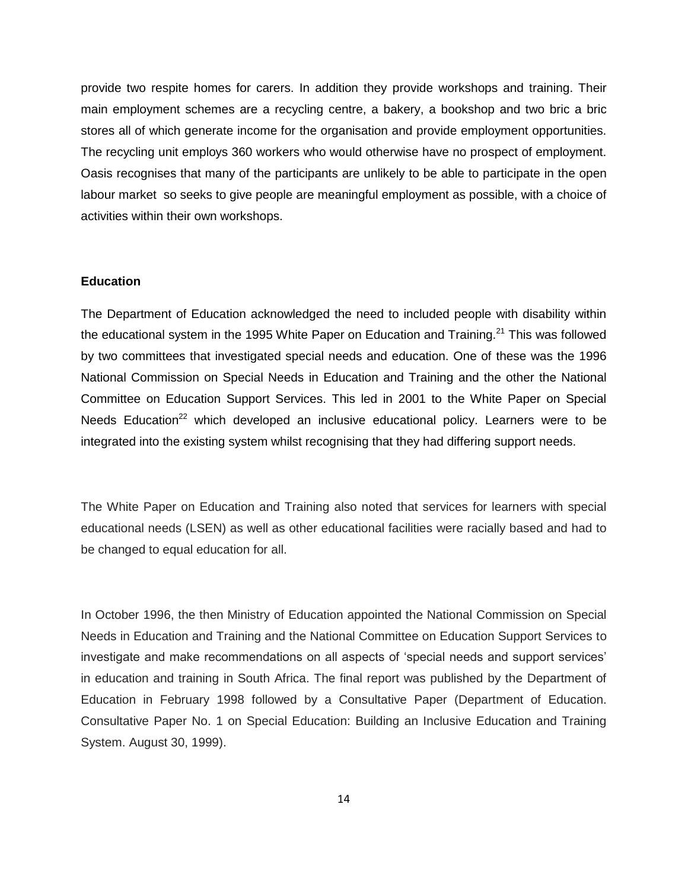provide two respite homes for carers. In addition they provide workshops and training. Their main employment schemes are a recycling centre, a bakery, a bookshop and two bric a bric stores all of which generate income for the organisation and provide employment opportunities. The recycling unit employs 360 workers who would otherwise have no prospect of employment. Oasis recognises that many of the participants are unlikely to be able to participate in the open labour market so seeks to give people are meaningful employment as possible, with a choice of activities within their own workshops.

**Education**

The Department of Education acknowledged the need to included people with disability within the educational system in the 1995 White Paper on Education and Training.[21] This was followed by two committees that investigated special needs and education. One of these was the 1996 National Commission on Special Needs in Education and Training and the other the National Committee on Education Support Services. This led in 2001 to the White Paper on Special Needs Education[22] which developed an inclusive educational policy. Learners were to be integrated into the existing system whilst recognising that they had differing support needs.

The White Paper on Education and Training also noted that services for learners with special educational needs (LSEN) as well as other educational facilities were racially based and had to be changed to equal education for all.

In October 1996, the then Ministry of Education appointed the National Commission on Special Needs in Education and Training and the National Committee on Education Support Services to investigate and make recommendations on all aspects of 'special needs and support services' in education and training in South Africa. The final report was published by the Department of Education in February 1998 followed by a Consultative Paper (Department of Education. Consultative Paper No. 1 on Special Education: Building an Inclusive Education and Training System. August 30, 1999).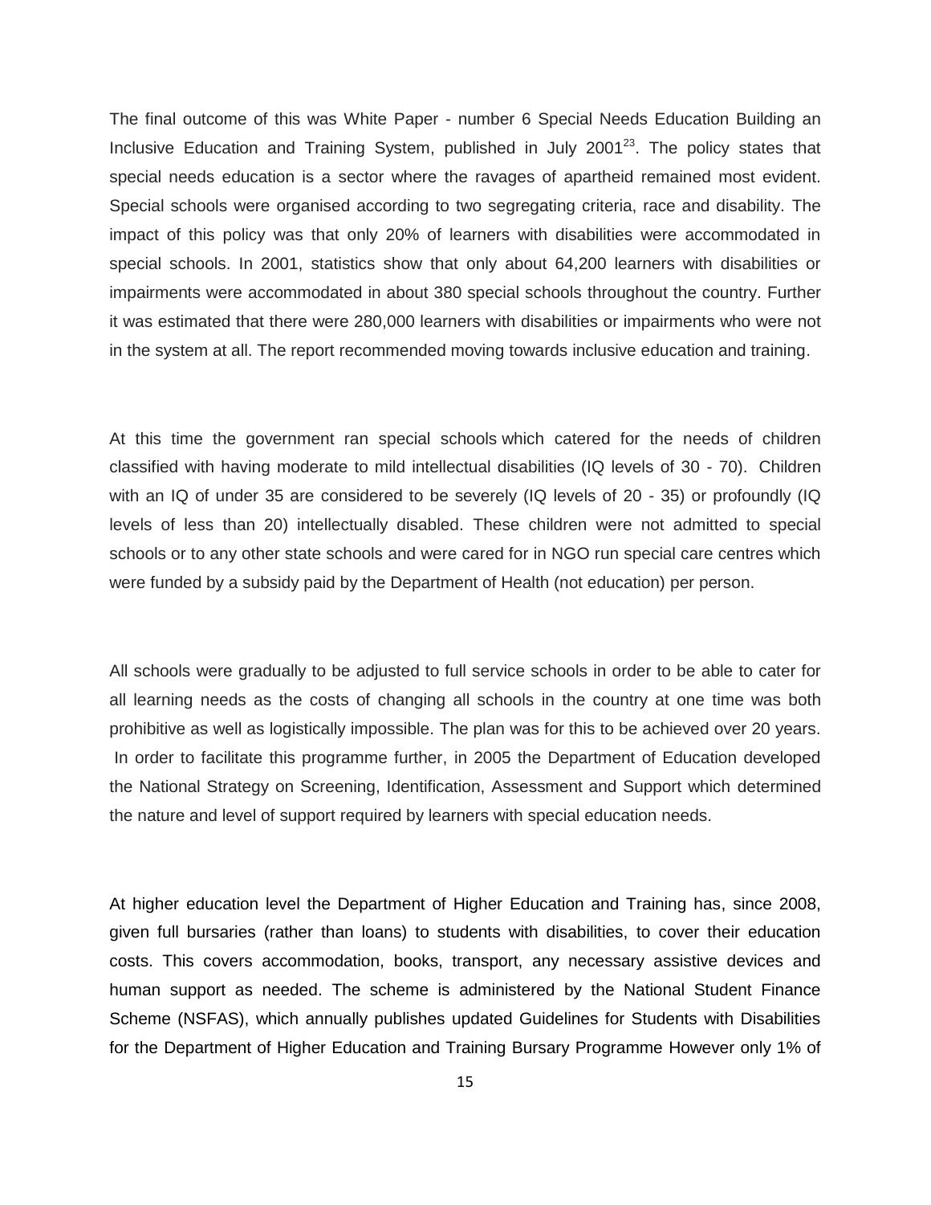The final outcome of this was White Paper - number 6 Special Needs Education Building an Inclusive Education and Training System, published in July 2001[23]. The policy states that special needs education is a sector where the ravages of apartheid remained most evident. Special schools were organised according to two segregating criteria, race and disability. The impact of this policy was that only 20% of learners with disabilities were accommodated in special schools. In 2001, statistics show that only about 64,200 learners with disabilities or impairments were accommodated in about 380 special schools throughout the country. Further it was estimated that there were 280,000 learners with disabilities or impairments who were not in the system at all. The report recommended moving towards inclusive education and training.

At this time the government ran special schools which catered for the needs of children classified with having moderate to mild intellectual disabilities (IQ levels of 30 - 70). Children with an IQ of under 35 are considered to be severely (IQ levels of 20 - 35) or profoundly (IQ levels of less than 20) intellectually disabled. These children were not admitted to special schools or to any other state schools and were cared for in NGO run special care centres which were funded by a subsidy paid by the Department of Health (not education) per person.

All schools were gradually to be adjusted to full service schools in order to be able to cater for all learning needs as the costs of changing all schools in the country at one time was both prohibitive as well as logistically impossible. The plan was for this to be achieved over 20 years. In order to facilitate this programme further, in 2005 the Department of Education developed the National Strategy on Screening, Identification, Assessment and Support which determined the nature and level of support required by learners with special education needs.

At higher education level the Department of Higher Education and Training has, since 2008, given full bursaries (rather than loans) to students with disabilities, to cover their education costs. This covers accommodation, books, transport, any necessary assistive devices and human support as needed. The scheme is administered by the National Student Finance Scheme (NSFAS), which annually publishes updated Guidelines for Students with Disabilities for the Department of Higher Education and Training Bursary Programme However only 1% of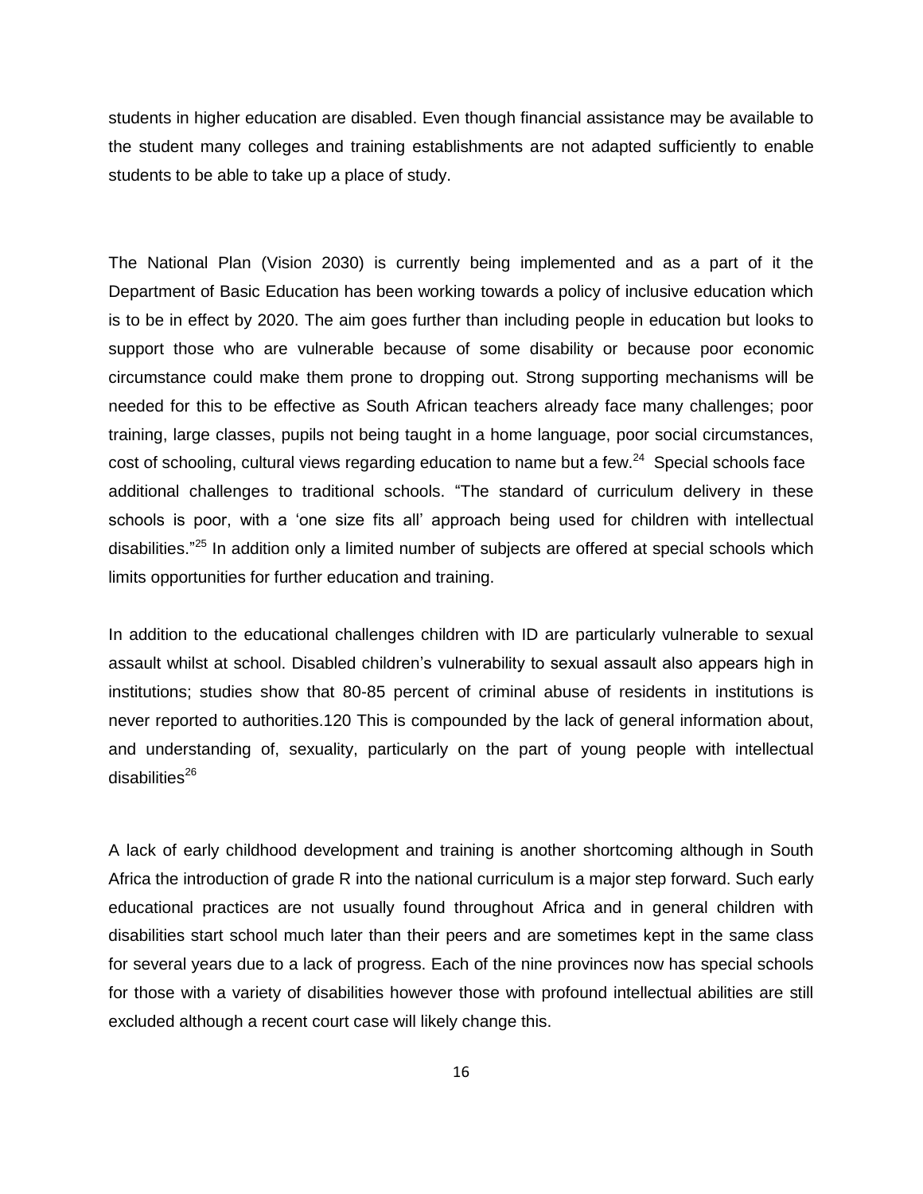students in higher education are disabled. Even though financial assistance may be available to the student many colleges and training establishments are not adapted sufficiently to enable students to be able to take up a place of study.

The National Plan (Vision 2030) is currently being implemented and as a part of it the Department of Basic Education has been working towards a policy of inclusive education which is to be in effect by 2020. The aim goes further than including people in education but looks to support those who are vulnerable because of some disability or because poor economic circumstance could make them prone to dropping out. Strong supporting mechanisms will be needed for this to be effective as South African teachers already face many challenges; poor training, large classes, pupils not being taught in a home language, poor social circumstances, cost of schooling, cultural views regarding education to name but a few.[24] Special schools face additional challenges to traditional schools. "The standard of curriculum delivery in these schools is poor, with a 'one size fits all' approach being used for children with intellectual disabilities."[25] In addition only a limited number of subjects are offered at special schools which limits opportunities for further education and training.

In addition to the educational challenges children with ID are particularly vulnerable to sexual assault whilst at school. Disabled children's vulnerability to sexual assault also appears high in institutions; studies show that 80-85 percent of criminal abuse of residents in institutions is never reported to authorities.120 This is compounded by the lack of general information about, and understanding of, sexuality, particularly on the part of young people with intellectual disabilities[26]

A lack of early childhood development and training is another shortcoming although in South Africa the introduction of grade R into the national curriculum is a major step forward. Such early educational practices are not usually found throughout Africa and in general children with disabilities start school much later than their peers and are sometimes kept in the same class for several years due to a lack of progress. Each of the nine provinces now has special schools for those with a variety of disabilities however those with profound intellectual abilities are still excluded although a recent court case will likely change this.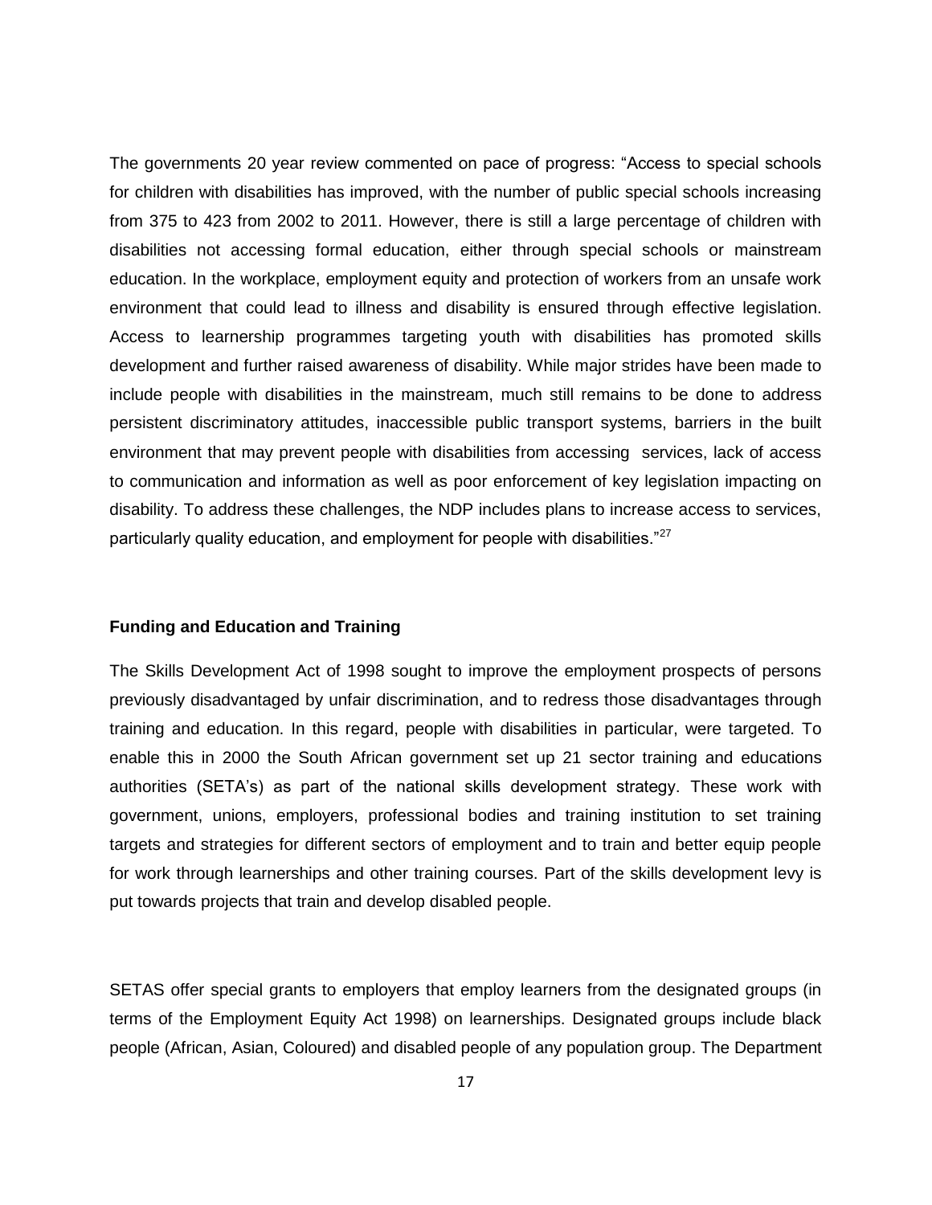The governments 20 year review commented on pace of progress: "Access to special schools for children with disabilities has improved, with the number of public special schools increasing from 375 to 423 from 2002 to 2011. However, there is still a large percentage of children with disabilities not accessing formal education, either through special schools or mainstream education. In the workplace, employment equity and protection of workers from an unsafe work environment that could lead to illness and disability is ensured through effective legislation. Access to learnership programmes targeting youth with disabilities has promoted skills development and further raised awareness of disability. While major strides have been made to include people with disabilities in the mainstream, much still remains to be done to address persistent discriminatory attitudes, inaccessible public transport systems, barriers in the built environment that may prevent people with disabilities from accessing services, lack of access to communication and information as well as poor enforcement of key legislation impacting on disability. To address these challenges, the NDP includes plans to increase access to services, particularly quality education, and employment for people with disabilities."[27]

**Funding and Education and Training**

The Skills Development Act of 1998 sought to improve the employment prospects of persons previously disadvantaged by unfair discrimination, and to redress those disadvantages through training and education. In this regard, people with disabilities in particular, were targeted. To enable this in 2000 the South African government set up 21 sector training and educations authorities (SETA's) as part of the national skills development strategy. These work with government, unions, employers, professional bodies and training institution to set training targets and strategies for different sectors of employment and to train and better equip people for work through learnerships and other training courses. Part of the skills development levy is put towards projects that train and develop disabled people.

SETAS offer special grants to employers that employ learners from the designated groups (in terms of the Employment Equity Act 1998) on learnerships. Designated groups include black people (African, Asian, Coloured) and disabled people of any population group. The Department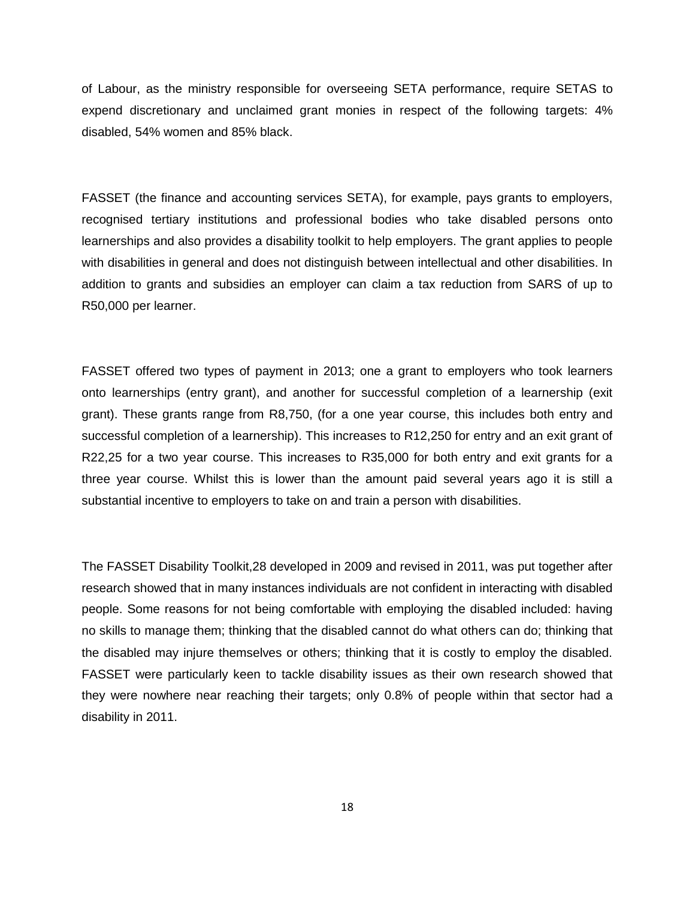of Labour, as the ministry responsible for overseeing SETA performance, require SETAS to expend discretionary and unclaimed grant monies in respect of the following targets: 4% disabled, 54% women and 85% black.

FASSET (the finance and accounting services SETA), for example, pays grants to employers, recognised tertiary institutions and professional bodies who take disabled persons onto learnerships and also provides a disability toolkit to help employers. The grant applies to people with disabilities in general and does not distinguish between intellectual and other disabilities. In addition to grants and subsidies an employer can claim a tax reduction from SARS of up to R50,000 per learner.

FASSET offered two types of payment in 2013; one a grant to employers who took learners onto learnerships (entry grant), and another for successful completion of a learnership (exit grant). These grants range from R8,750, (for a one year course, this includes both entry and successful completion of a learnership). This increases to R12,250 for entry and an exit grant of R22,25 for a two year course. This increases to R35,000 for both entry and exit grants for a three year course. Whilst this is lower than the amount paid several years ago it is still a substantial incentive to employers to take on and train a person with disabilities.

The FASSET Disability Toolkit,28 developed in 2009 and revised in 2011, was put together after research showed that in many instances individuals are not confident in interacting with disabled people. Some reasons for not being comfortable with employing the disabled included: having no skills to manage them; thinking that the disabled cannot do what others can do; thinking that the disabled may injure themselves or others; thinking that it is costly to employ the disabled. FASSET were particularly keen to tackle disability issues as their own research showed that they were nowhere near reaching their targets; only 0.8% of people within that sector had a disability in 2011.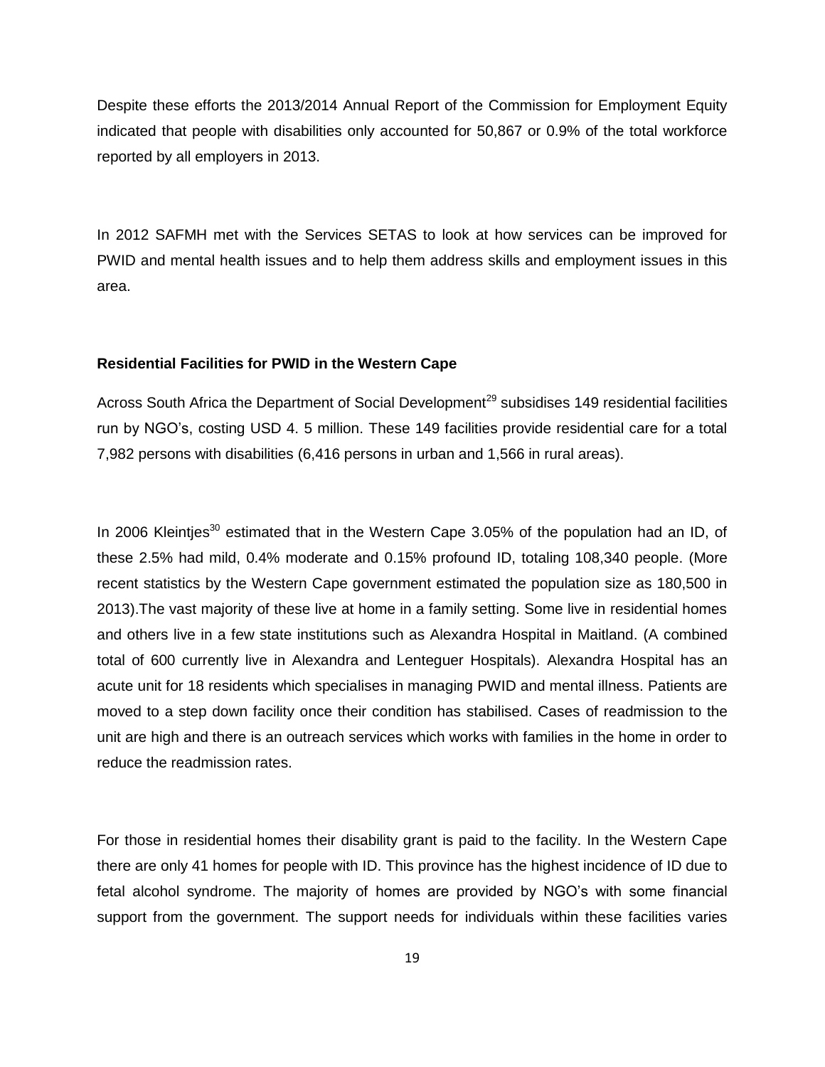Despite these efforts the 2013/2014 Annual Report of the Commission for Employment Equity indicated that people with disabilities only accounted for 50,867 or 0.9% of the total workforce reported by all employers in 2013.

In 2012 SAFMH met with the Services SETAS to look at how services can be improved for PWID and mental health issues and to help them address skills and employment issues in this area.

**Residential Facilities for PWID in the Western Cape**

Across South Africa the Department of Social Development[29] subsidises 149 residential facilities run by NGO's, costing USD 4. 5 million. These 149 facilities provide residential care for a total 7,982 persons with disabilities (6,416 persons in urban and 1,566 in rural areas).

In 2006 Kleintjes[30] estimated that in the Western Cape 3.05% of the population had an ID, of these 2.5% had mild, 0.4% moderate and 0.15% profound ID, totaling 108,340 people. (More recent statistics by the Western Cape government estimated the population size as 180,500 in 2013).The vast majority of these live at home in a family setting. Some live in residential homes and others live in a few state institutions such as Alexandra Hospital in Maitland. (A combined total of 600 currently live in Alexandra and Lenteguer Hospitals). Alexandra Hospital has an acute unit for 18 residents which specialises in managing PWID and mental illness. Patients are moved to a step down facility once their condition has stabilised. Cases of readmission to the unit are high and there is an outreach services which works with families in the home in order to reduce the readmission rates.

For those in residential homes their disability grant is paid to the facility. In the Western Cape there are only 41 homes for people with ID. This province has the highest incidence of ID due to fetal alcohol syndrome. The majority of homes are provided by NGO's with some financial support from the government. The support needs for individuals within these facilities varies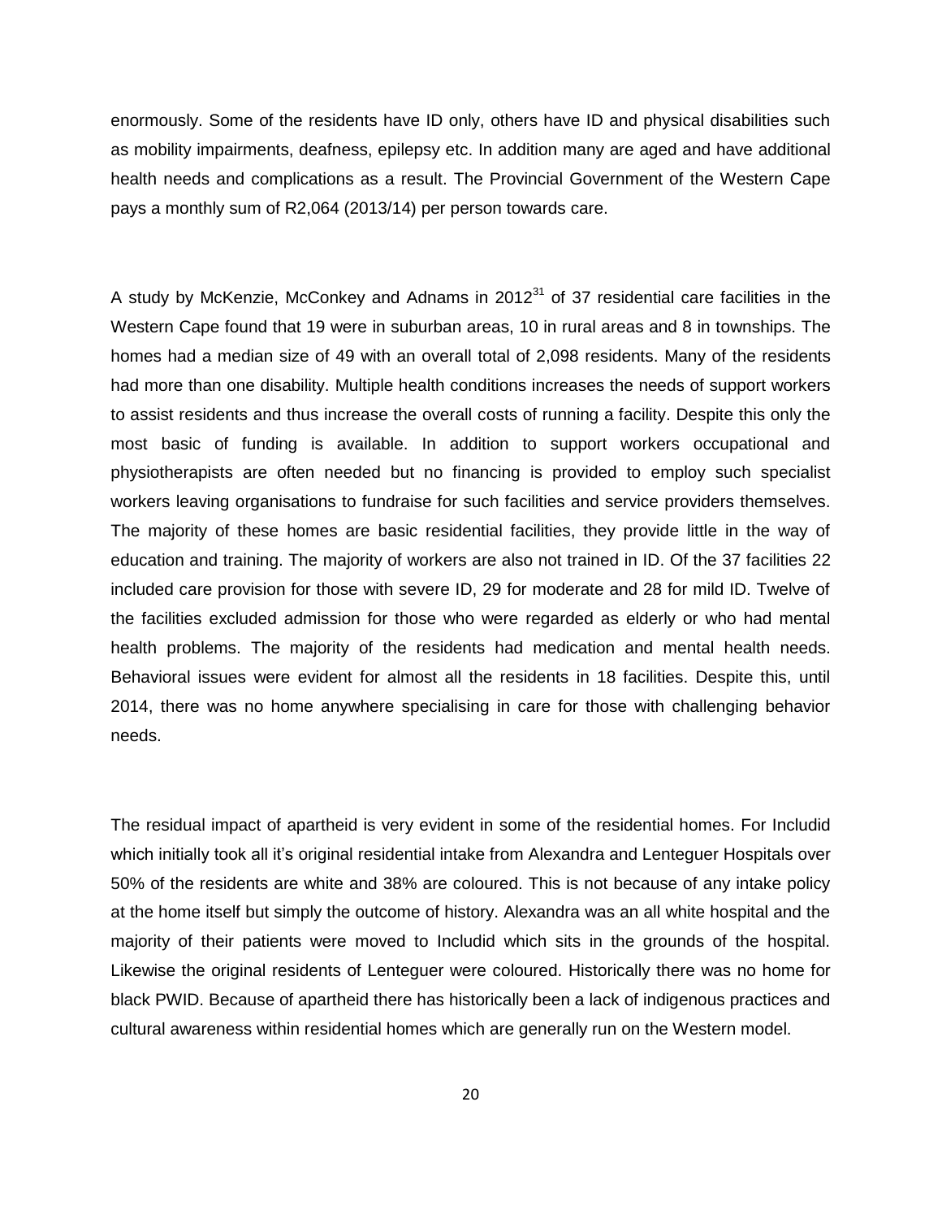enormously. Some of the residents have ID only, others have ID and physical disabilities such as mobility impairments, deafness, epilepsy etc. In addition many are aged and have additional health needs and complications as a result. The Provincial Government of the Western Cape pays a monthly sum of R2,064 (2013/14) per person towards care.

A study by McKenzie, McConkey and Adnams in 2012[31] of 37 residential care facilities in the Western Cape found that 19 were in suburban areas, 10 in rural areas and 8 in townships. The homes had a median size of 49 with an overall total of 2,098 residents. Many of the residents had more than one disability. Multiple health conditions increases the needs of support workers to assist residents and thus increase the overall costs of running a facility. Despite this only the most basic of funding is available. In addition to support workers occupational and physiotherapists are often needed but no financing is provided to employ such specialist workers leaving organisations to fundraise for such facilities and service providers themselves. The majority of these homes are basic residential facilities, they provide little in the way of education and training. The majority of workers are also not trained in ID. Of the 37 facilities 22 included care provision for those with severe ID, 29 for moderate and 28 for mild ID. Twelve of the facilities excluded admission for those who were regarded as elderly or who had mental health problems. The majority of the residents had medication and mental health needs. Behavioral issues were evident for almost all the residents in 18 facilities. Despite this, until 2014, there was no home anywhere specialising in care for those with challenging behavior needs.

The residual impact of apartheid is very evident in some of the residential homes. For Includid which initially took all it's original residential intake from Alexandra and Lenteguer Hospitals over 50% of the residents are white and 38% are coloured. This is not because of any intake policy at the home itself but simply the outcome of history. Alexandra was an all white hospital and the majority of their patients were moved to Includid which sits in the grounds of the hospital. Likewise the original residents of Lenteguer were coloured. Historically there was no home for black PWID. Because of apartheid there has historically been a lack of indigenous practices and cultural awareness within residential homes which are generally run on the Western model.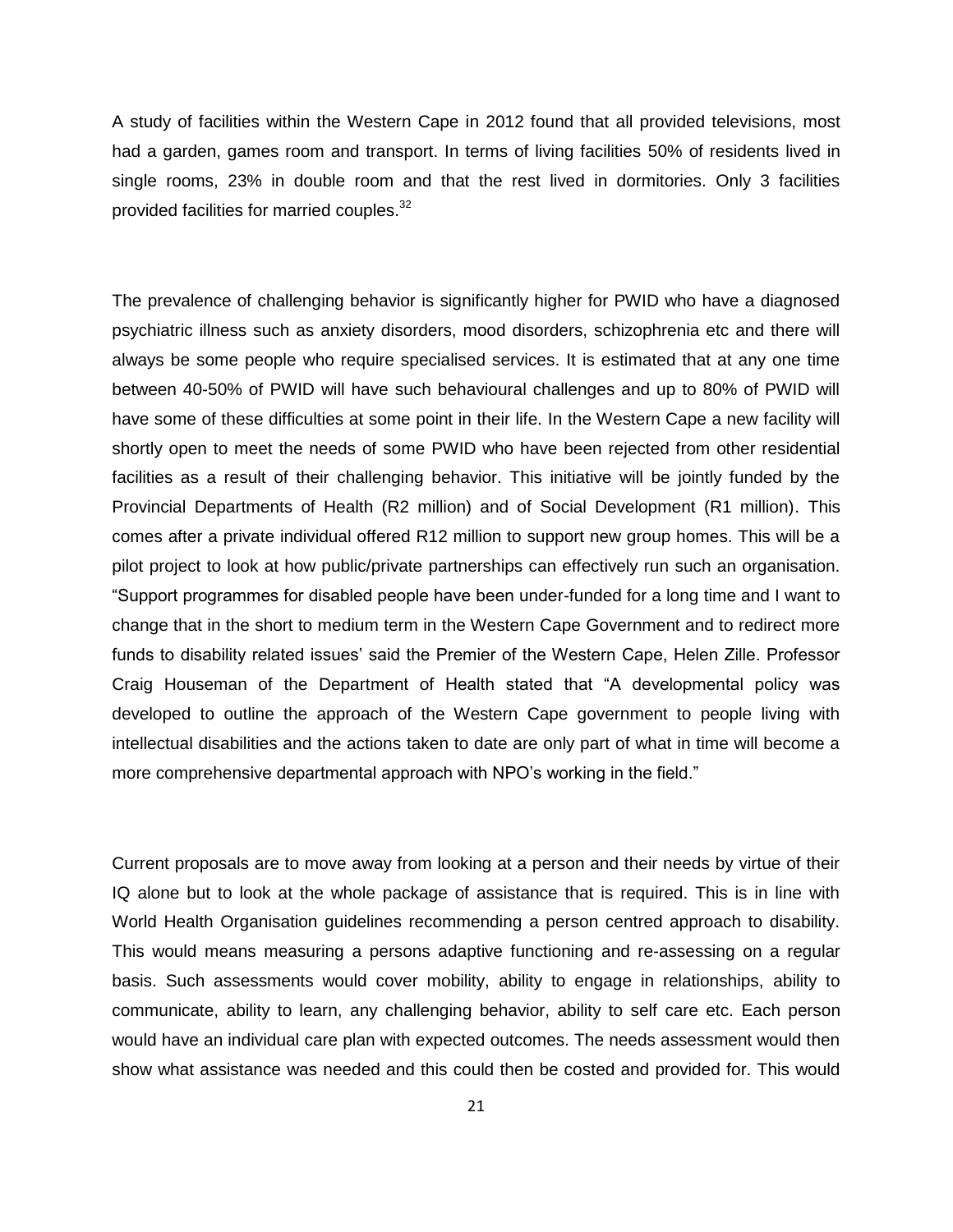A study of facilities within the Western Cape in 2012 found that all provided televisions, most had a garden, games room and transport. In terms of living facilities 50% of residents lived in single rooms, 23% in double room and that the rest lived in dormitories. Only 3 facilities provided facilities for married couples.[32]

The prevalence of challenging behavior is significantly higher for PWID who have a diagnosed psychiatric illness such as anxiety disorders, mood disorders, schizophrenia etc and there will always be some people who require specialised services. It is estimated that at any one time between 40-50% of PWID will have such behavioural challenges and up to 80% of PWID will have some of these difficulties at some point in their life. In the Western Cape a new facility will shortly open to meet the needs of some PWID who have been rejected from other residential facilities as a result of their challenging behavior. This initiative will be jointly funded by the Provincial Departments of Health (R2 million) and of Social Development (R1 million). This comes after a private individual offered R12 million to support new group homes. This will be a pilot project to look at how public/private partnerships can effectively run such an organisation. "Support programmes for disabled people have been under-funded for a long time and I want to change that in the short to medium term in the Western Cape Government and to redirect more funds to disability related issues' said the Premier of the Western Cape, Helen Zille. Professor Craig Houseman of the Department of Health stated that "A developmental policy was developed to outline the approach of the Western Cape government to people living with intellectual disabilities and the actions taken to date are only part of what in time will become a more comprehensive departmental approach with NPO's working in the field."

Current proposals are to move away from looking at a person and their needs by virtue of their IQ alone but to look at the whole package of assistance that is required. This is in line with World Health Organisation guidelines recommending a person centred approach to disability. This would means measuring a persons adaptive functioning and re-assessing on a regular basis. Such assessments would cover mobility, ability to engage in relationships, ability to communicate, ability to learn, any challenging behavior, ability to self care etc. Each person would have an individual care plan with expected outcomes. The needs assessment would then show what assistance was needed and this could then be costed and provided for. This would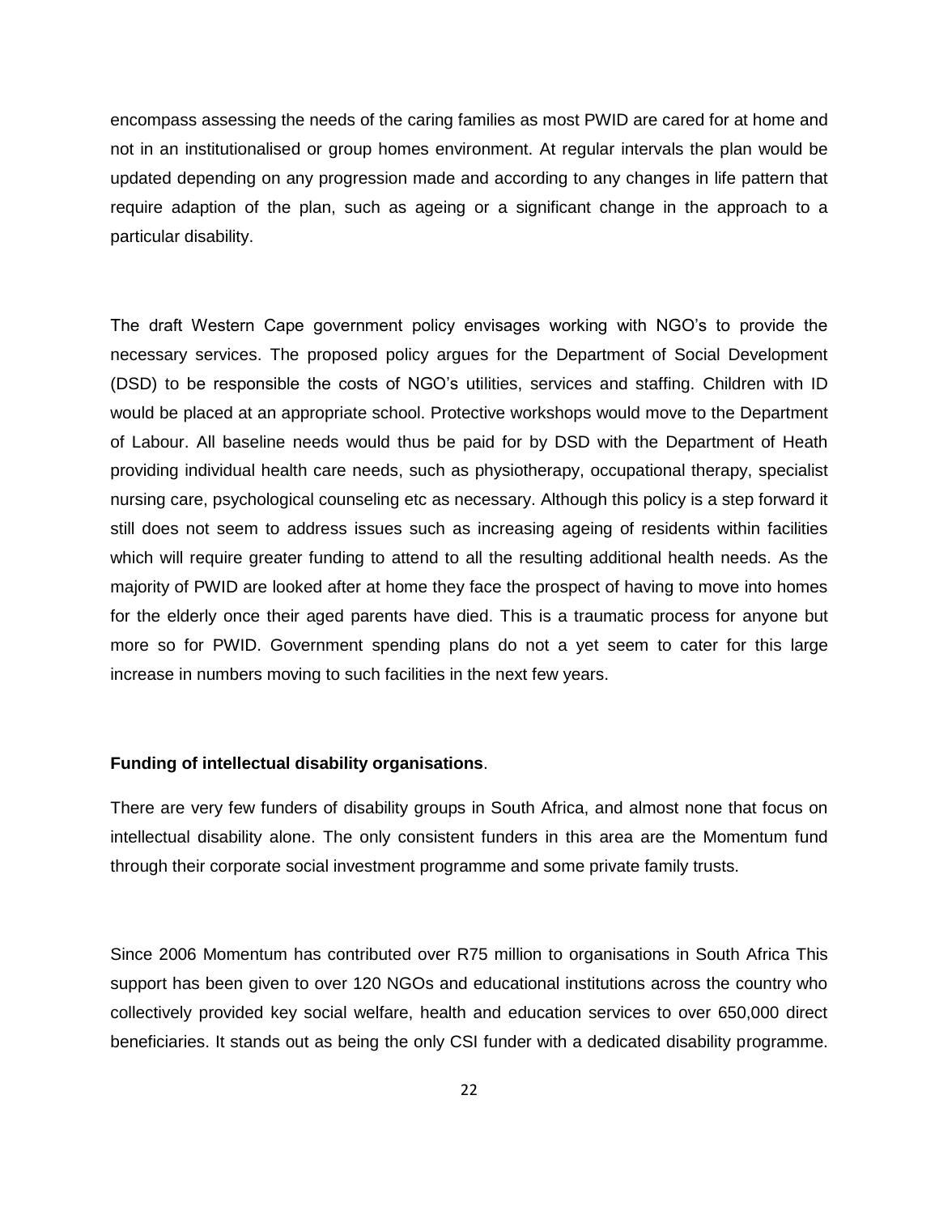encompass assessing the needs of the caring families as most PWID are cared for at home and not in an institutionalised or group homes environment. At regular intervals the plan would be updated depending on any progression made and according to any changes in life pattern that require adaption of the plan, such as ageing or a significant change in the approach to a particular disability.

The draft Western Cape government policy envisages working with NGO's to provide the necessary services. The proposed policy argues for the Department of Social Development (DSD) to be responsible the costs of NGO's utilities, services and staffing. Children with ID would be placed at an appropriate school. Protective workshops would move to the Department of Labour. All baseline needs would thus be paid for by DSD with the Department of Heath providing individual health care needs, such as physiotherapy, occupational therapy, specialist nursing care, psychological counseling etc as necessary. Although this policy is a step forward it still does not seem to address issues such as increasing ageing of residents within facilities which will require greater funding to attend to all the resulting additional health needs. As the majority of PWID are looked after at home they face the prospect of having to move into homes for the elderly once their aged parents have died. This is a traumatic process for anyone but more so for PWID. Government spending plans do not a yet seem to cater for this large increase in numbers moving to such facilities in the next few years.

**Funding of intellectual disability organisations**.

There are very few funders of disability groups in South Africa, and almost none that focus on intellectual disability alone. The only consistent funders in this area are the Momentum fund through their corporate social investment programme and some private family trusts.

Since 2006 Momentum has contributed over R75 million to organisations in South Africa This support has been given to over 120 NGOs and educational institutions across the country who collectively provided key social welfare, health and education services to over 650,000 direct beneficiaries. It stands out as being the only CSI funder with a dedicated disability programme.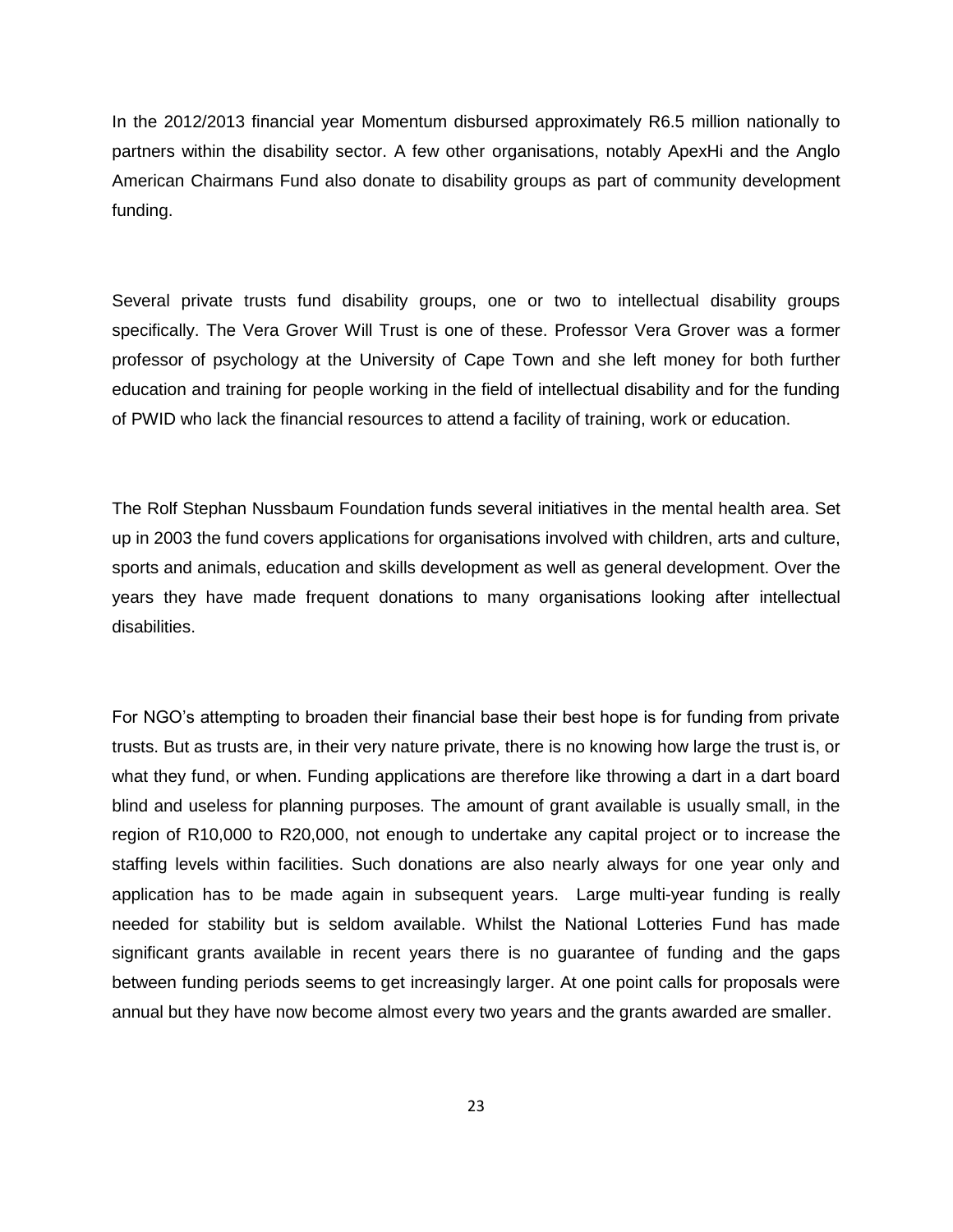In the 2012/2013 financial year Momentum disbursed approximately R6.5 million nationally to partners within the disability sector. A few other organisations, notably ApexHi and the Anglo American Chairmans Fund also donate to disability groups as part of community development funding.

Several private trusts fund disability groups, one or two to intellectual disability groups specifically. The Vera Grover Will Trust is one of these. Professor Vera Grover was a former professor of psychology at the University of Cape Town and she left money for both further education and training for people working in the field of intellectual disability and for the funding of PWID who lack the financial resources to attend a facility of training, work or education.

The Rolf Stephan Nussbaum Foundation funds several initiatives in the mental health area. Set up in 2003 the fund covers applications for organisations involved with children, arts and culture, sports and animals, education and skills development as well as general development. Over the years they have made frequent donations to many organisations looking after intellectual disabilities.

For NGO's attempting to broaden their financial base their best hope is for funding from private trusts. But as trusts are, in their very nature private, there is no knowing how large the trust is, or what they fund, or when. Funding applications are therefore like throwing a dart in a dart board blind and useless for planning purposes. The amount of grant available is usually small, in the region of R10,000 to R20,000, not enough to undertake any capital project or to increase the staffing levels within facilities. Such donations are also nearly always for one year only and application has to be made again in subsequent years. Large multi-year funding is really needed for stability but is seldom available. Whilst the National Lotteries Fund has made significant grants available in recent years there is no guarantee of funding and the gaps between funding periods seems to get increasingly larger. At one point calls for proposals were annual but they have now become almost every two years and the grants awarded are smaller.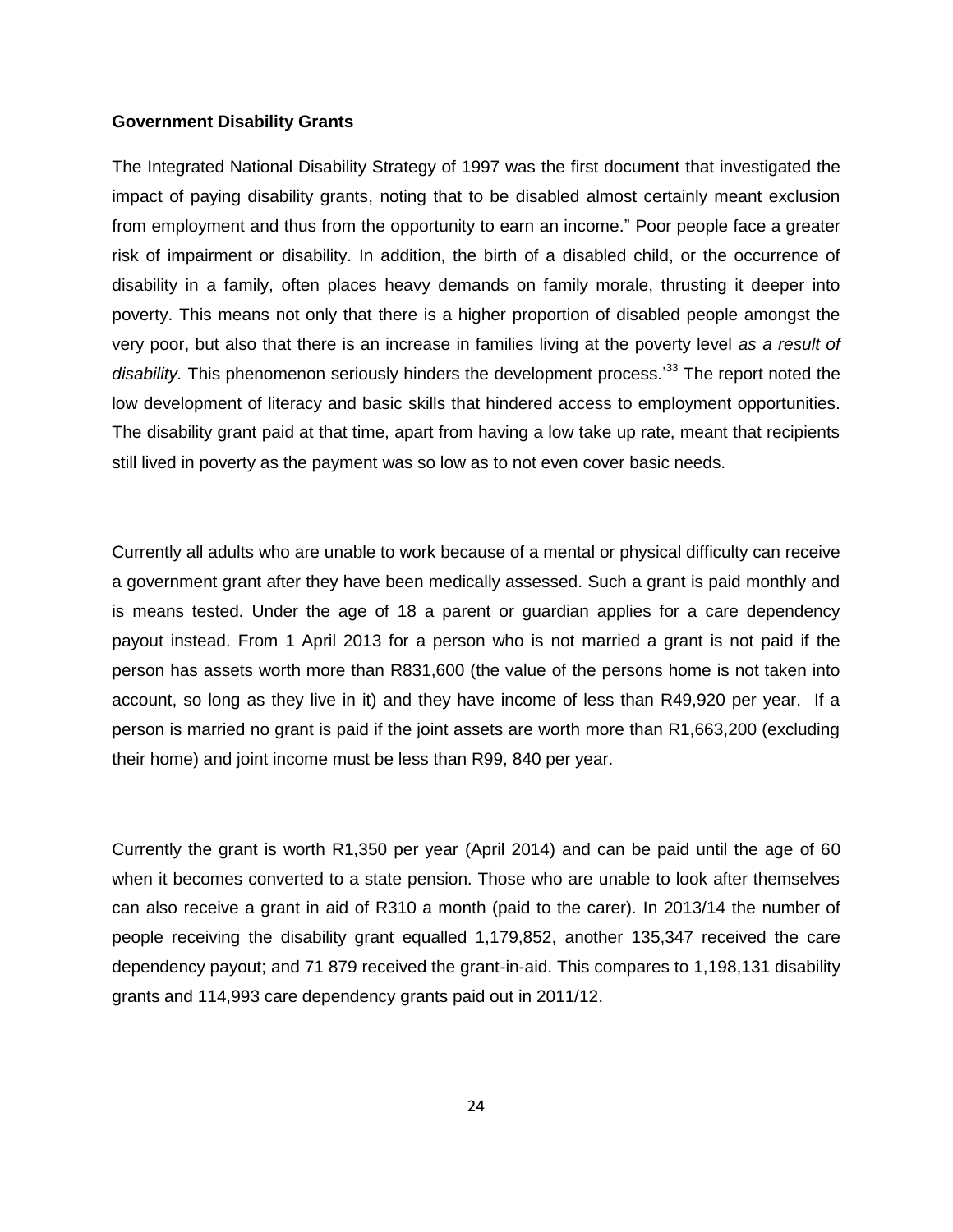**Government Disability Grants**

The Integrated National Disability Strategy of 1997 was the first document that investigated the impact of paying disability grants, noting that to be disabled almost certainly meant exclusion from employment and thus from the opportunity to earn an income." Poor people face a greater risk of impairment or disability. In addition, the birth of a disabled child, or the occurrence of disability in a family, often places heavy demands on family morale, thrusting it deeper into poverty. This means not only that there is a higher proportion of disabled people amongst the very poor, but also that there is an increase in families living at the poverty level *as a result of disability.* This phenomenon seriously hinders the development process.'[33] The report noted the low development of literacy and basic skills that hindered access to employment opportunities. The disability grant paid at that time, apart from having a low take up rate, meant that recipients still lived in poverty as the payment was so low as to not even cover basic needs.

Currently all adults who are unable to work because of a mental or physical difficulty can receive a government grant after they have been medically assessed. Such a grant is paid monthly and is means tested. Under the age of 18 a parent or guardian applies for a care dependency payout instead. From 1 April 2013 for a person who is not married a grant is not paid if the person has assets worth more than R831,600 (the value of the persons home is not taken into account, so long as they live in it) and they have income of less than R49,920 per year. If a person is married no grant is paid if the joint assets are worth more than R1,663,200 (excluding their home) and joint income must be less than R99, 840 per year.

Currently the grant is worth R1,350 per year (April 2014) and can be paid until the age of 60 when it becomes converted to a state pension. Those who are unable to look after themselves can also receive a grant in aid of R310 a month (paid to the carer). In 2013/14 the number of people receiving the disability grant equalled 1,179,852, another 135,347 received the care dependency payout; and 71 879 received the grant-in-aid. This compares to 1,198,131 disability grants and 114,993 care dependency grants paid out in 2011/12.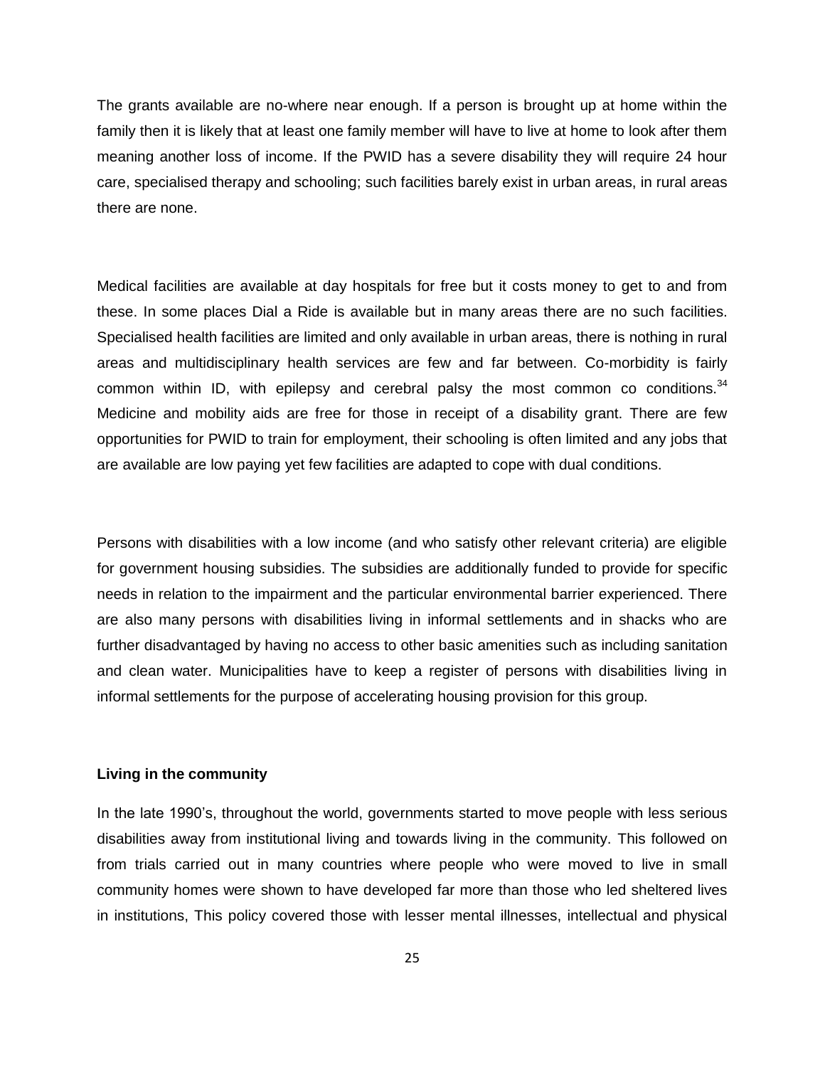The grants available are no-where near enough. If a person is brought up at home within the family then it is likely that at least one family member will have to live at home to look after them meaning another loss of income. If the PWID has a severe disability they will require 24 hour care, specialised therapy and schooling; such facilities barely exist in urban areas, in rural areas there are none.

Medical facilities are available at day hospitals for free but it costs money to get to and from these. In some places Dial a Ride is available but in many areas there are no such facilities. Specialised health facilities are limited and only available in urban areas, there is nothing in rural areas and multidisciplinary health services are few and far between. Co-morbidity is fairly common within ID, with epilepsy and cerebral palsy the most common co conditions.[34] Medicine and mobility aids are free for those in receipt of a disability grant. There are few opportunities for PWID to train for employment, their schooling is often limited and any jobs that are available are low paying yet few facilities are adapted to cope with dual conditions.

Persons with disabilities with a low income (and who satisfy other relevant criteria) are eligible for government housing subsidies. The subsidies are additionally funded to provide for specific needs in relation to the impairment and the particular environmental barrier experienced. There are also many persons with disabilities living in informal settlements and in shacks who are further disadvantaged by having no access to other basic amenities such as including sanitation and clean water. Municipalities have to keep a register of persons with disabilities living in informal settlements for the purpose of accelerating housing provision for this group.

**Living in the community**

In the late 1990's, throughout the world, governments started to move people with less serious disabilities away from institutional living and towards living in the community. This followed on from trials carried out in many countries where people who were moved to live in small community homes were shown to have developed far more than those who led sheltered lives in institutions, This policy covered those with lesser mental illnesses, intellectual and physical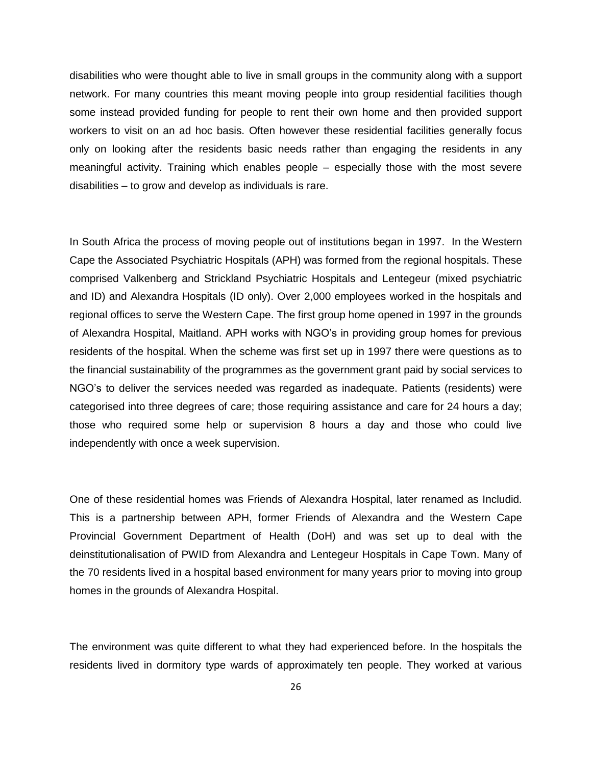disabilities who were thought able to live in small groups in the community along with a support network. For many countries this meant moving people into group residential facilities though some instead provided funding for people to rent their own home and then provided support workers to visit on an ad hoc basis. Often however these residential facilities generally focus only on looking after the residents basic needs rather than engaging the residents in any meaningful activity. Training which enables people – especially those with the most severe disabilities – to grow and develop as individuals is rare.

In South Africa the process of moving people out of institutions began in 1997. In the Western Cape the Associated Psychiatric Hospitals (APH) was formed from the regional hospitals. These comprised Valkenberg and Strickland Psychiatric Hospitals and Lentegeur (mixed psychiatric and ID) and Alexandra Hospitals (ID only). Over 2,000 employees worked in the hospitals and regional offices to serve the Western Cape. The first group home opened in 1997 in the grounds of Alexandra Hospital, Maitland. APH works with NGO's in providing group homes for previous residents of the hospital. When the scheme was first set up in 1997 there were questions as to the financial sustainability of the programmes as the government grant paid by social services to NGO's to deliver the services needed was regarded as inadequate. Patients (residents) were categorised into three degrees of care; those requiring assistance and care for 24 hours a day; those who required some help or supervision 8 hours a day and those who could live independently with once a week supervision.

One of these residential homes was Friends of Alexandra Hospital, later renamed as Includid. This is a partnership between APH, former Friends of Alexandra and the Western Cape Provincial Government Department of Health (DoH) and was set up to deal with the deinstitutionalisation of PWID from Alexandra and Lentegeur Hospitals in Cape Town. Many of the 70 residents lived in a hospital based environment for many years prior to moving into group homes in the grounds of Alexandra Hospital.

The environment was quite different to what they had experienced before. In the hospitals the residents lived in dormitory type wards of approximately ten people. They worked at various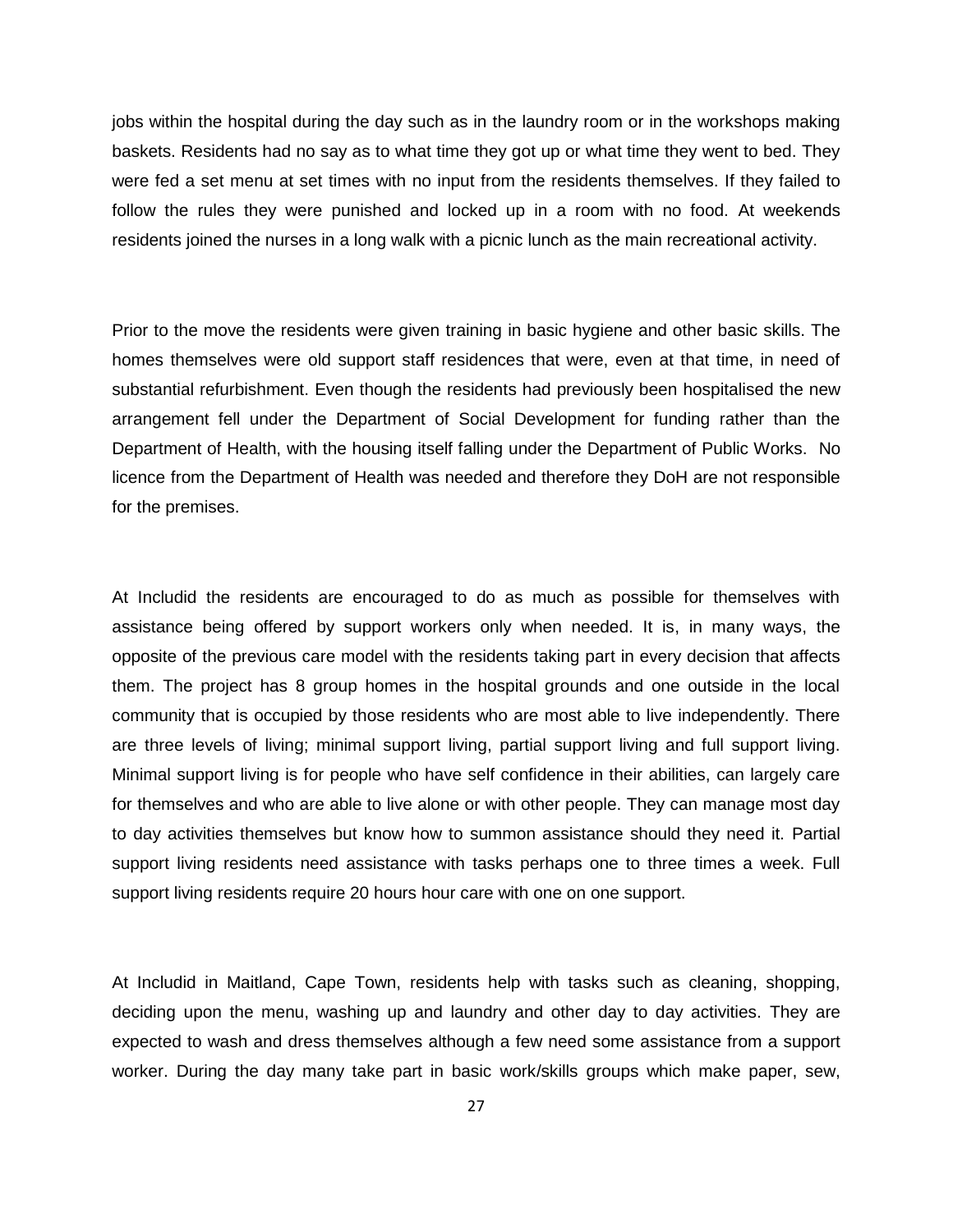jobs within the hospital during the day such as in the laundry room or in the workshops making baskets. Residents had no say as to what time they got up or what time they went to bed. They were fed a set menu at set times with no input from the residents themselves. If they failed to follow the rules they were punished and locked up in a room with no food. At weekends residents joined the nurses in a long walk with a picnic lunch as the main recreational activity.

Prior to the move the residents were given training in basic hygiene and other basic skills. The homes themselves were old support staff residences that were, even at that time, in need of substantial refurbishment. Even though the residents had previously been hospitalised the new arrangement fell under the Department of Social Development for funding rather than the Department of Health, with the housing itself falling under the Department of Public Works. No licence from the Department of Health was needed and therefore they DoH are not responsible for the premises.

At Includid the residents are encouraged to do as much as possible for themselves with assistance being offered by support workers only when needed. It is, in many ways, the opposite of the previous care model with the residents taking part in every decision that affects them. The project has 8 group homes in the hospital grounds and one outside in the local community that is occupied by those residents who are most able to live independently. There are three levels of living; minimal support living, partial support living and full support living. Minimal support living is for people who have self confidence in their abilities, can largely care for themselves and who are able to live alone or with other people. They can manage most day to day activities themselves but know how to summon assistance should they need it. Partial support living residents need assistance with tasks perhaps one to three times a week. Full support living residents require 20 hours hour care with one on one support.

At Includid in Maitland, Cape Town, residents help with tasks such as cleaning, shopping, deciding upon the menu, washing up and laundry and other day to day activities. They are expected to wash and dress themselves although a few need some assistance from a support worker. During the day many take part in basic work/skills groups which make paper, sew,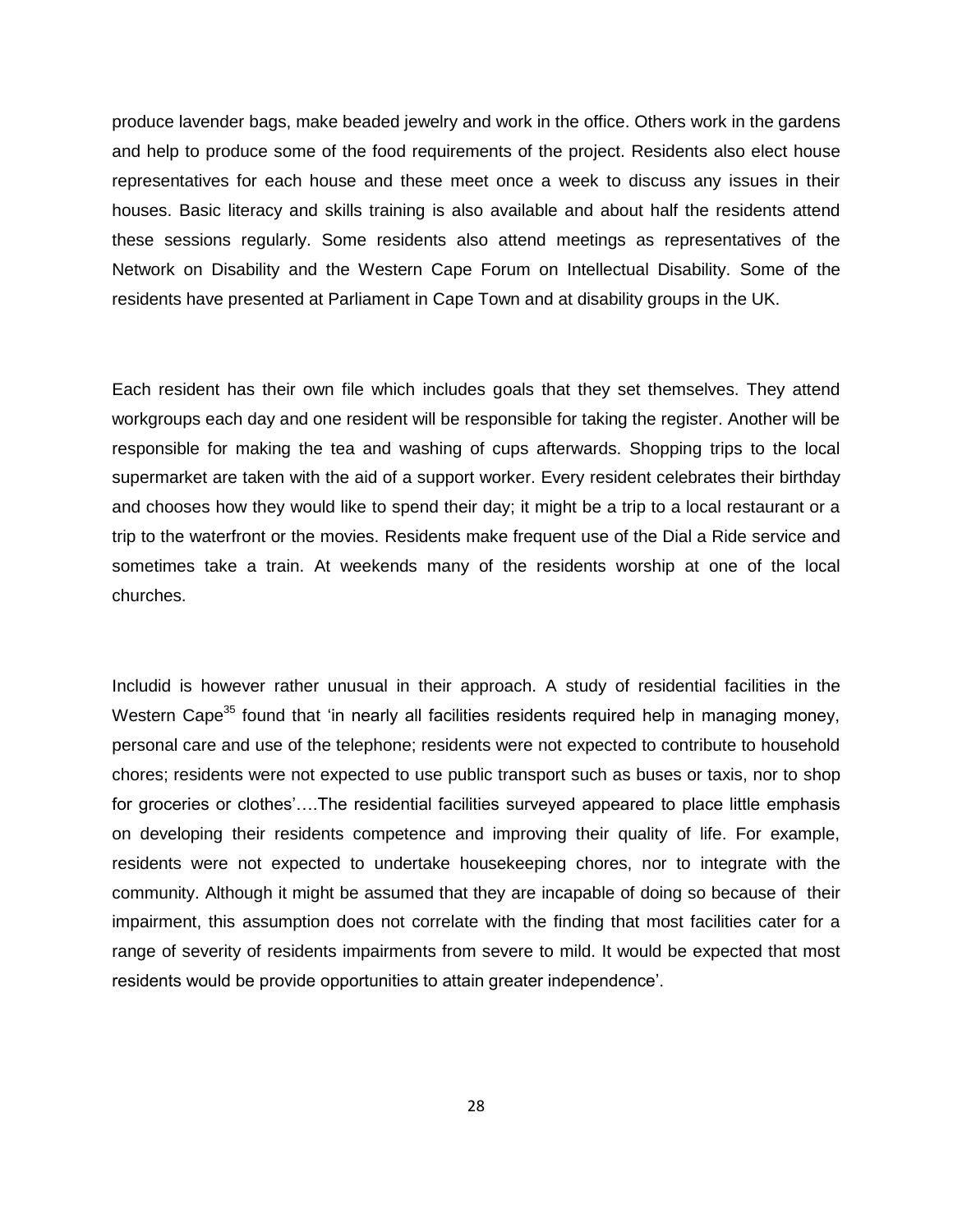produce lavender bags, make beaded jewelry and work in the office. Others work in the gardens and help to produce some of the food requirements of the project. Residents also elect house representatives for each house and these meet once a week to discuss any issues in their houses. Basic literacy and skills training is also available and about half the residents attend these sessions regularly. Some residents also attend meetings as representatives of the Network on Disability and the Western Cape Forum on Intellectual Disability. Some of the residents have presented at Parliament in Cape Town and at disability groups in the UK.

Each resident has their own file which includes goals that they set themselves. They attend workgroups each day and one resident will be responsible for taking the register. Another will be responsible for making the tea and washing of cups afterwards. Shopping trips to the local supermarket are taken with the aid of a support worker. Every resident celebrates their birthday and chooses how they would like to spend their day; it might be a trip to a local restaurant or a trip to the waterfront or the movies. Residents make frequent use of the Dial a Ride service and sometimes take a train. At weekends many of the residents worship at one of the local churches.

Includid is however rather unusual in their approach. A study of residential facilities in the Western Cape[35] found that 'in nearly all facilities residents required help in managing money, personal care and use of the telephone; residents were not expected to contribute to household chores; residents were not expected to use public transport such as buses or taxis, nor to shop for groceries or clothes'….The residential facilities surveyed appeared to place little emphasis on developing their residents competence and improving their quality of life. For example, residents were not expected to undertake housekeeping chores, nor to integrate with the community. Although it might be assumed that they are incapable of doing so because of their impairment, this assumption does not correlate with the finding that most facilities cater for a range of severity of residents impairments from severe to mild. It would be expected that most residents would be provide opportunities to attain greater independence'.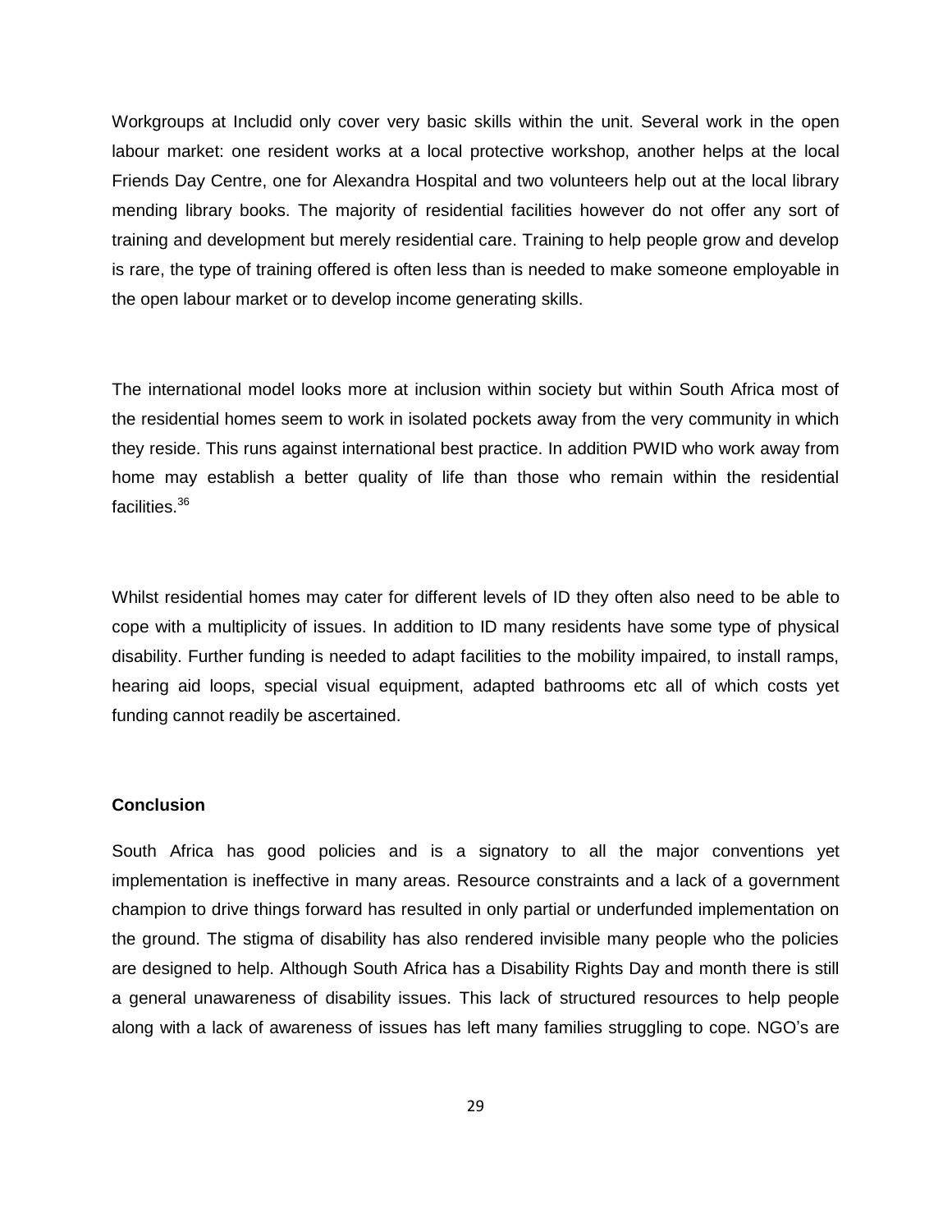Workgroups at Includid only cover very basic skills within the unit. Several work in the open labour market: one resident works at a local protective workshop, another helps at the local Friends Day Centre, one for Alexandra Hospital and two volunteers help out at the local library mending library books. The majority of residential facilities however do not offer any sort of training and development but merely residential care. Training to help people grow and develop is rare, the type of training offered is often less than is needed to make someone employable in the open labour market or to develop income generating skills.

The international model looks more at inclusion within society but within South Africa most of the residential homes seem to work in isolated pockets away from the very community in which they reside. This runs against international best practice. In addition PWID who work away from home may establish a better quality of life than those who remain within the residential facilities.[36]

Whilst residential homes may cater for different levels of ID they often also need to be able to cope with a multiplicity of issues. In addition to ID many residents have some type of physical disability. Further funding is needed to adapt facilities to the mobility impaired, to install ramps, hearing aid loops, special visual equipment, adapted bathrooms etc all of which costs yet funding cannot readily be ascertained.

**Conclusion**

South Africa has good policies and is a signatory to all the major conventions yet implementation is ineffective in many areas. Resource constraints and a lack of a government champion to drive things forward has resulted in only partial or underfunded implementation on the ground. The stigma of disability has also rendered invisible many people who the policies are designed to help. Although South Africa has a Disability Rights Day and month there is still a general unawareness of disability issues. This lack of structured resources to help people along with a lack of awareness of issues has left many families struggling to cope. NGO's are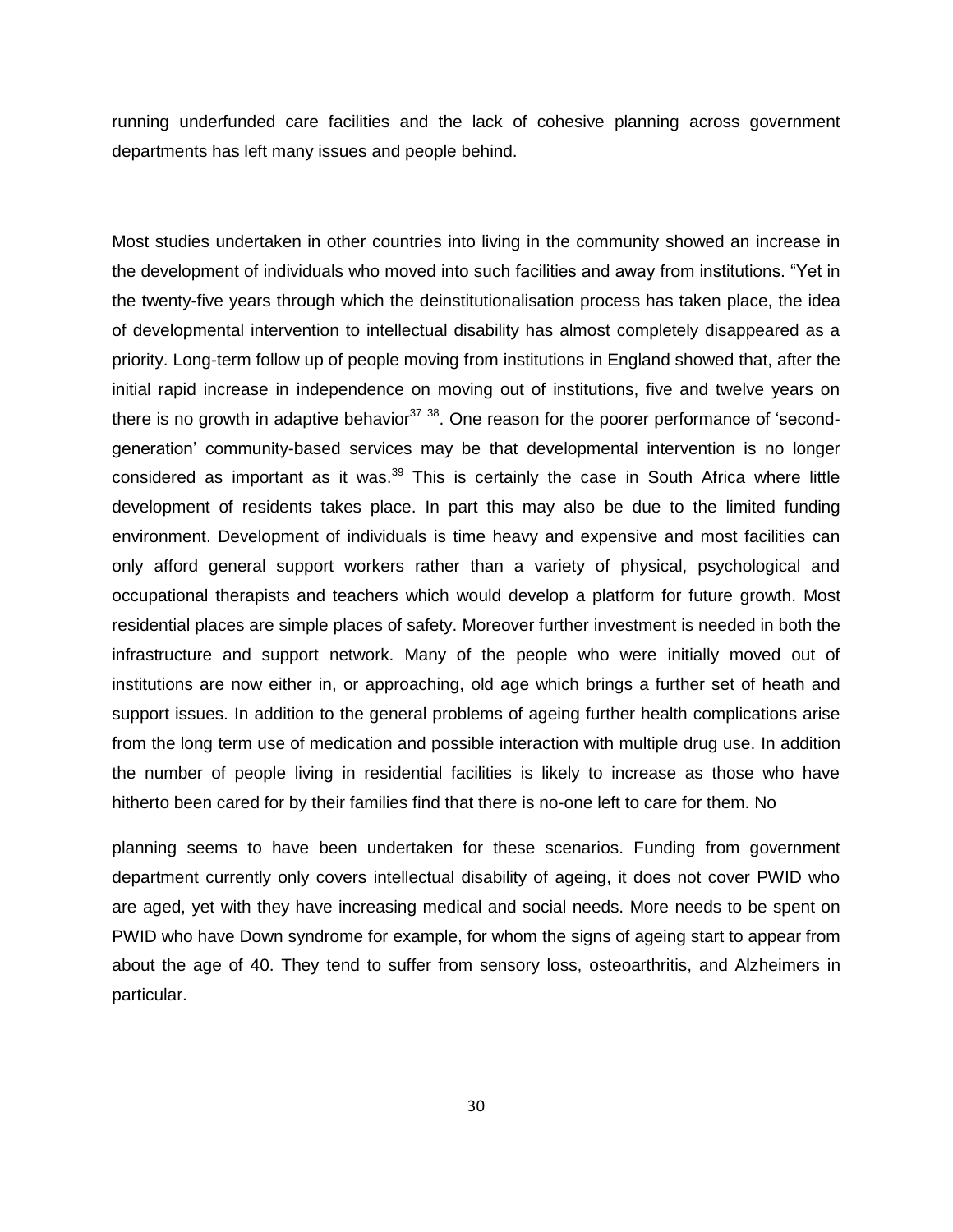running underfunded care facilities and the lack of cohesive planning across government departments has left many issues and people behind.

Most studies undertaken in other countries into living in the community showed an increase in the development of individuals who moved into such facilities and away from institutions. "Yet in the twenty-five years through which the deinstitutionalisation process has taken place, the idea of developmental intervention to intellectual disability has almost completely disappeared as a priority. Long-term follow up of people moving from institutions in England showed that, after the initial rapid increase in independence on moving out of institutions, five and twelve years on there is no growth in adaptive behavior[37 38]. One reason for the poorer performance of 'second-generation' community-based services may be that developmental intervention is no longer considered as important as it was.[39] This is certainly the case in South Africa where little development of residents takes place. In part this may also be due to the limited funding environment. Development of individuals is time heavy and expensive and most facilities can only afford general support workers rather than a variety of physical, psychological and occupational therapists and teachers which would develop a platform for future growth. Most residential places are simple places of safety. Moreover further investment is needed in both the infrastructure and support network. Many of the people who were initially moved out of institutions are now either in, or approaching, old age which brings a further set of heath and support issues. In addition to the general problems of ageing further health complications arise from the long term use of medication and possible interaction with multiple drug use. In addition the number of people living in residential facilities is likely to increase as those who have hitherto been cared for by their families find that there is no-one left to care for them. No

planning seems to have been undertaken for these scenarios. Funding from government department currently only covers intellectual disability of ageing, it does not cover PWID who are aged, yet with they have increasing medical and social needs. More needs to be spent on PWID who have Down syndrome for example, for whom the signs of ageing start to appear from about the age of 40. They tend to suffer from sensory loss, osteoarthritis, and Alzheimers in particular.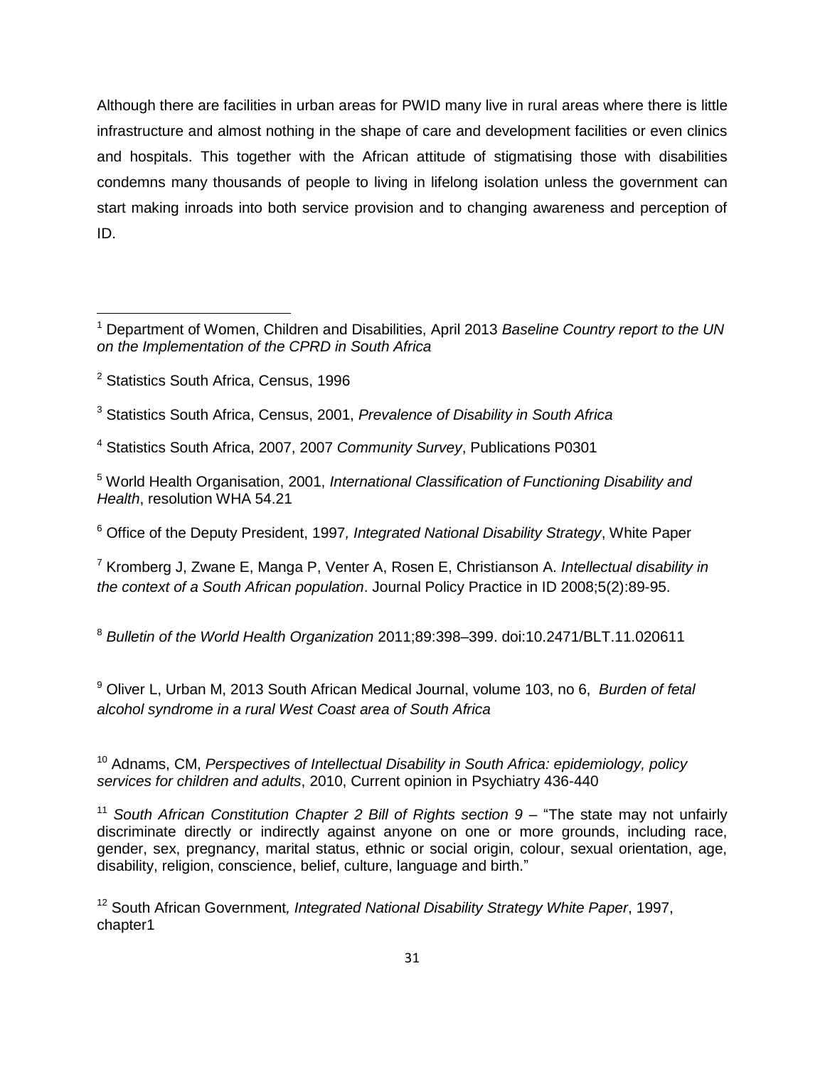Although there are facilities in urban areas for PWID many live in rural areas where there is little infrastructure and almost nothing in the shape of care and development facilities or even clinics and hospitals. This together with the African attitude of stigmatising those with disabilities condemns many thousands of people to living in lifelong isolation unless the government can start making inroads into both service provision and to changing awareness and perception of ID.

---

[1] Department of Women, Children and Disabilities, April 2013 *Baseline Country report to the UN on the Implementation of the CPRD in South Africa*

[2] Statistics South Africa, Census, 1996

[3] Statistics South Africa, Census, 2001, *Prevalence of Disability in South Africa*

[4] Statistics South Africa, 2007, 2007 *Community Survey*, Publications P0301

[5] World Health Organisation, 2001, *International Classification of Functioning Disability and Health*, resolution WHA 54.21

[6] Office of the Deputy President, 1997*, Integrated National Disability Strategy*, White Paper

[7] Kromberg J, Zwane E, Manga P, Venter A, Rosen E, Christianson A. *Intellectual disability in the context of a South African population*. Journal Policy Practice in ID 2008;5(2):89-95.

[8] *Bulletin of the World Health Organization* 2011;89:398–399. doi:10.2471/BLT.11.020611

[9] Oliver L, Urban M, 2013 South African Medical Journal, volume 103, no 6, *Burden of fetal alcohol syndrome in a rural West Coast area of South Africa*

[10] Adnams, CM, *Perspectives of Intellectual Disability in South Africa: epidemiology, policy services for children and adults*, 2010, Current opinion in Psychiatry 436-440

[11] *South African Constitution Chapter 2 Bill of Rights section 9* – "The state may not unfairly discriminate directly or indirectly against anyone on one or more grounds, including race, gender, sex, pregnancy, marital status, ethnic or social origin, colour, sexual orientation, age, disability, religion, conscience, belief, culture, language and birth."

[12] South African Government*, Integrated National Disability Strategy White Paper*, 1997, chapter1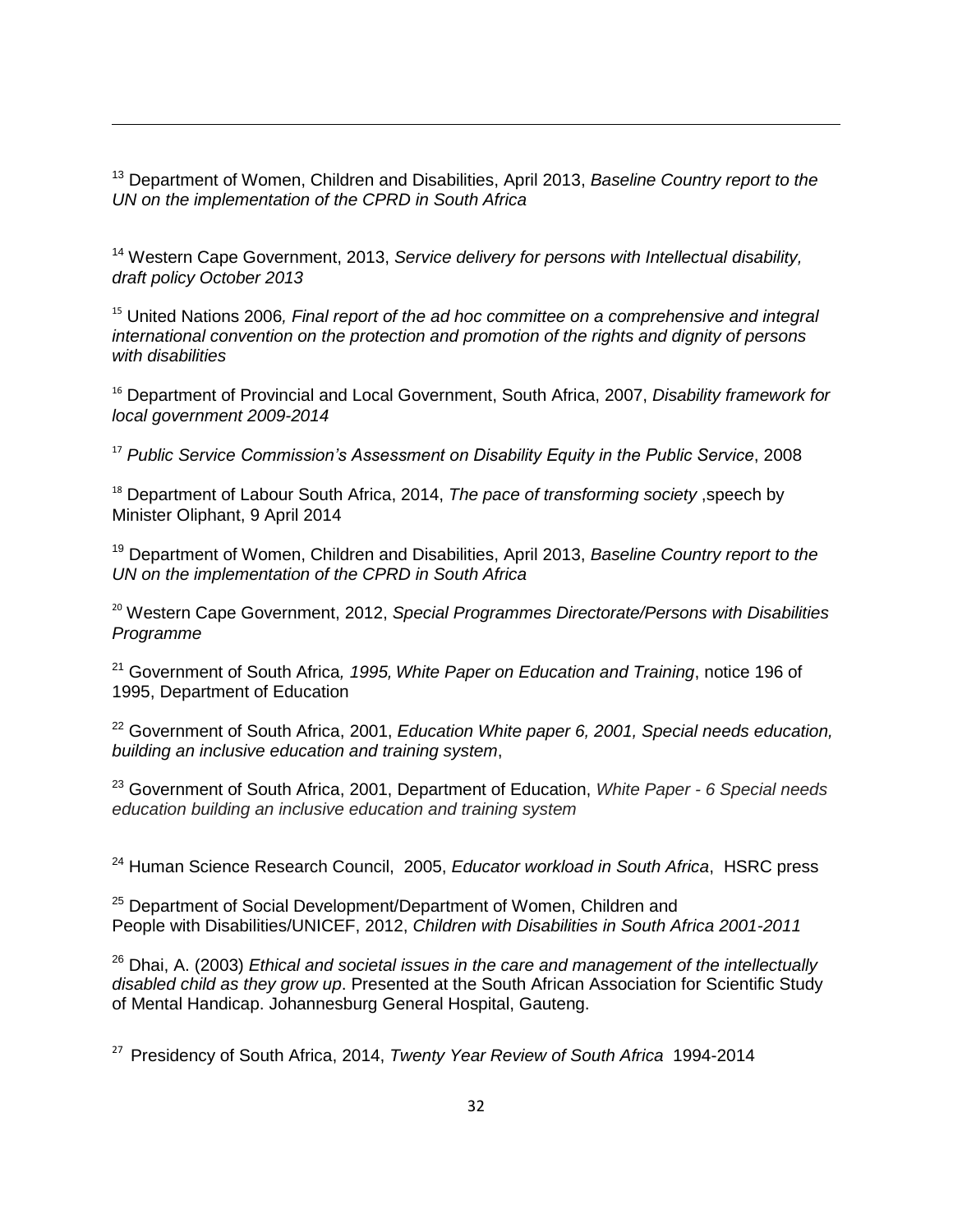[13] Department of Women, Children and Disabilities, April 2013, *Baseline Country report to the UN on the implementation of the CPRD in South Africa*

[14] Western Cape Government, 2013, *Service delivery for persons with Intellectual disability, draft policy October 2013*

[15] United Nations 2006*, Final report of the ad hoc committee on a comprehensive and integral international convention on the protection and promotion of the rights and dignity of persons with disabilities*

[16] Department of Provincial and Local Government, South Africa, 2007, *Disability framework for local government 2009-2014*

[17] *Public Service Commission's Assessment on Disability Equity in the Public Service*, 2008

[18] Department of Labour South Africa, 2014, *The pace of transforming society* ,speech by Minister Oliphant, 9 April 2014

[19] Department of Women, Children and Disabilities, April 2013, *Baseline Country report to the UN on the implementation of the CPRD in South Africa*

[20] Western Cape Government, 2012, *Special Programmes Directorate/Persons with Disabilities Programme*

[21] Government of South Africa*, 1995, White Paper on Education and Training*, notice 196 of 1995, Department of Education

[22] Government of South Africa, 2001, *Education White paper 6, 2001, Special needs education, building an inclusive education and training system*,

[23] Government of South Africa, 2001, Department of Education, *White Paper - 6 Special needs education building an inclusive education and training system*

[24] Human Science Research Council, 2005, *Educator workload in South Africa*, HSRC press

[25] Department of Social Development/Department of Women, Children and People with Disabilities/UNICEF, 2012, *Children with Disabilities in South Africa 2001-2011*

[26] Dhai, A. (2003) *Ethical and societal issues in the care and management of the intellectually disabled child as they grow up*. Presented at the South African Association for Scientific Study of Mental Handicap. Johannesburg General Hospital, Gauteng.

[27] Presidency of South Africa, 2014, *Twenty Year Review of South Africa* 1994-2014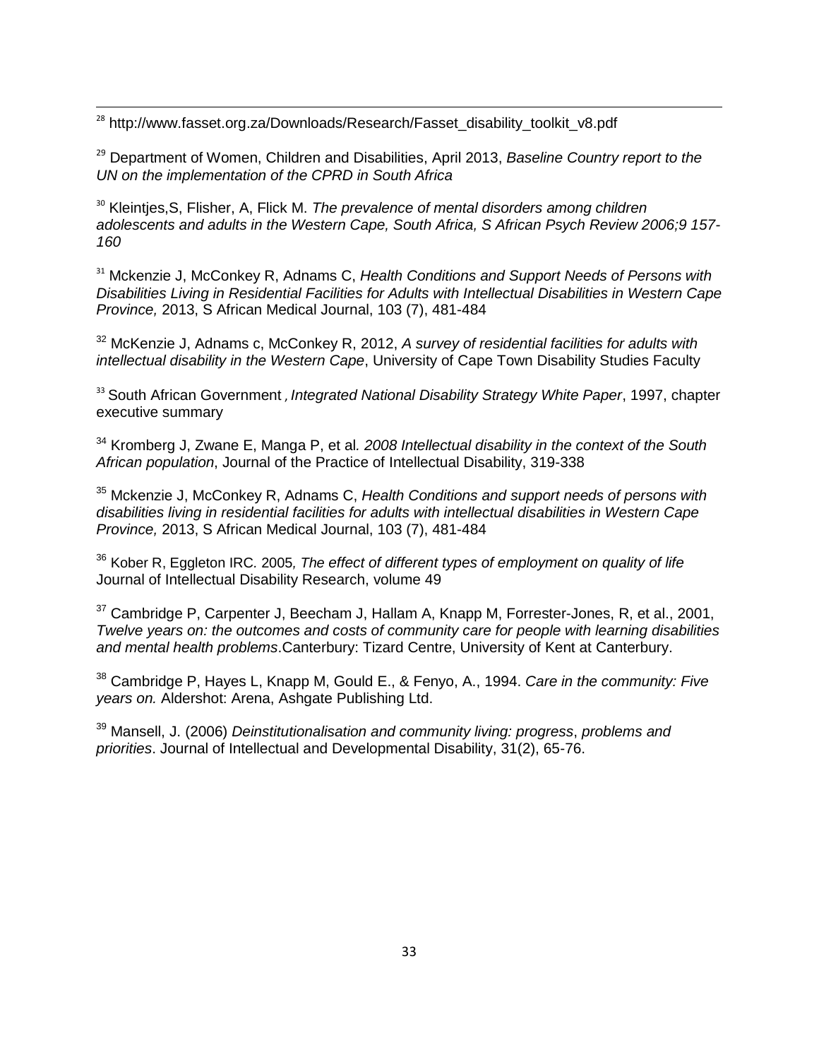[28] http://www.fasset.org.za/Downloads/Research/Fasset_disability_toolkit_v8.pdf

[29] Department of Women, Children and Disabilities, April 2013, *Baseline Country report to the UN on the implementation of the CPRD in South Africa*

[30] Kleintjes,S, Flisher, A, Flick M. *The prevalence of mental disorders among children adolescents and adults in the Western Cape, South Africa, S African Psych Review 2006;9 157-160*

[31] Mckenzie J, McConkey R, Adnams C, *Health Conditions and Support Needs of Persons with Disabilities Living in Residential Facilities for Adults with Intellectual Disabilities in Western Cape Province,* 2013, S African Medical Journal, 103 (7), 481-484

[32] McKenzie J, Adnams c, McConkey R, 2012, *A survey of residential facilities for adults with intellectual disability in the Western Cape*, University of Cape Town Disability Studies Faculty

[33] South African Government *, Integrated National Disability Strategy White Paper*, 1997, chapter executive summary

[34] Kromberg J, Zwane E, Manga P, et al*. 2008 Intellectual disability in the context of the South African population*, Journal of the Practice of Intellectual Disability, 319-338

[35] Mckenzie J, McConkey R, Adnams C, *Health Conditions and support needs of persons with disabilities living in residential facilities for adults with intellectual disabilities in Western Cape Province,* 2013, S African Medical Journal, 103 (7), 481-484

[36] Kober R, Eggleton IRC. 2005*, The effect of different types of employment on quality of life* Journal of Intellectual Disability Research, volume 49

[37] Cambridge P, Carpenter J, Beecham J, Hallam A, Knapp M, Forrester-Jones, R, et al., 2001, *Twelve years on: the outcomes and costs of community care for people with learning disabilities and mental health problems*.Canterbury: Tizard Centre, University of Kent at Canterbury.

[38] Cambridge P, Hayes L, Knapp M, Gould E., & Fenyo, A., 1994. *Care in the community: Five years on.* Aldershot: Arena, Ashgate Publishing Ltd.

[39] Mansell, J. (2006) *Deinstitutionalisation and community living: progress*, *problems and priorities*. Journal of Intellectual and Developmental Disability, 31(2), 65-76.